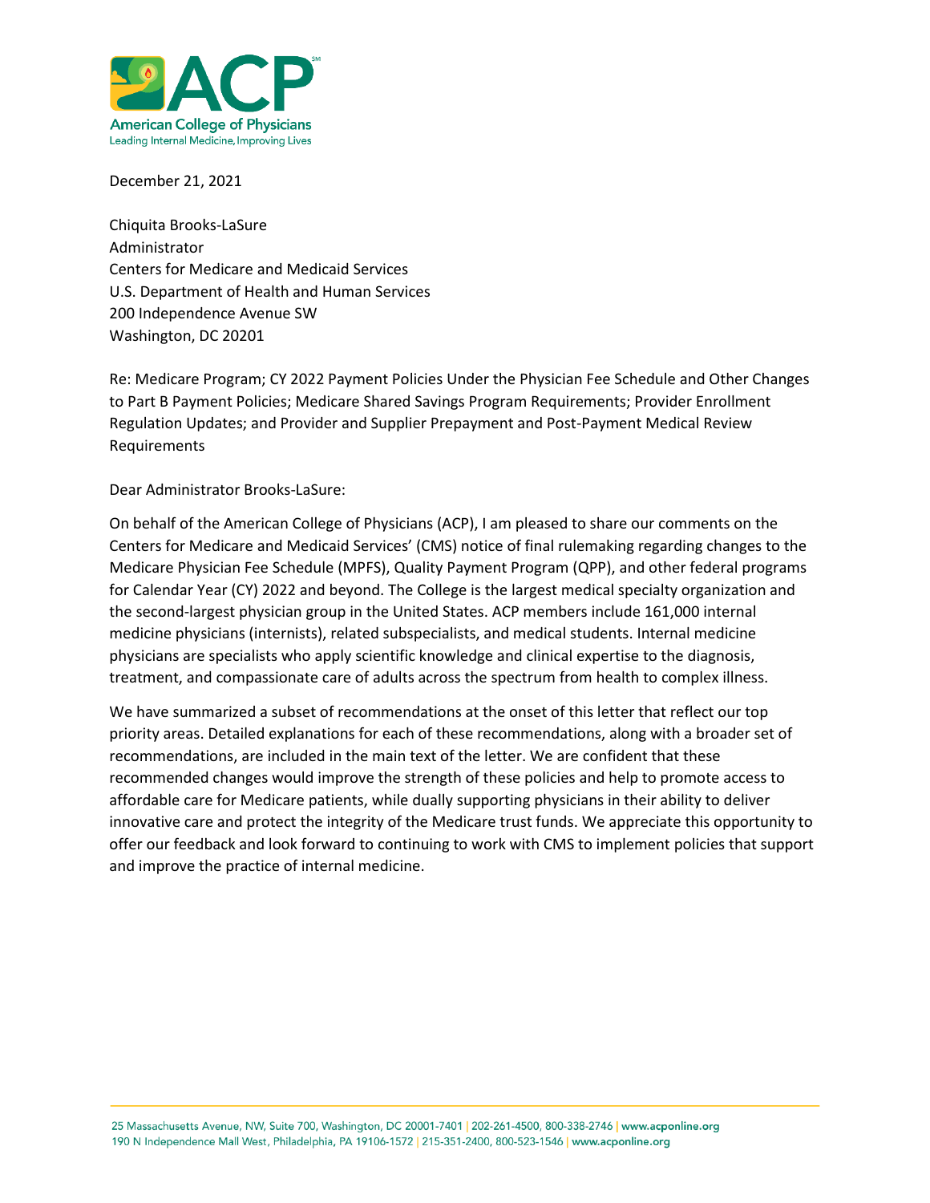December 21, 2021

Chiquita Brooks-LaSure
Administrator
Centers for Medicare and Medicaid Services
U.S. Department of Health and Human Services
200 Independence Avenue SW
Washington, DC 20201

Re: Medicare Program; CY 2022 Payment Policies Under the Physician Fee Schedule and Other Changes to Part B Payment Policies; Medicare Shared Savings Program Requirements; Provider Enrollment Regulation Updates; and Provider and Supplier Prepayment and Post-Payment Medical Review Requirements

Dear Administrator Brooks-LaSure:

On behalf of the American College of Physicians (ACP), I am pleased to share our comments on the Centers for Medicare and Medicaid Services' (CMS) notice of final rulemaking regarding changes to the Medicare Physician Fee Schedule (MPFS), Quality Payment Program (QPP), and other federal programs for Calendar Year (CY) 2022 and beyond. The College is the largest medical specialty organization and the second-largest physician group in the United States. ACP members include 161,000 internal medicine physicians (internists), related subspecialists, and medical students. Internal medicine physicians are specialists who apply scientific knowledge and clinical expertise to the diagnosis, treatment, and compassionate care of adults across the spectrum from health to complex illness.

We have summarized a subset of recommendations at the onset of this letter that reflect our top priority areas. Detailed explanations for each of these recommendations, along with a broader set of recommendations, are included in the main text of the letter. We are confident that these recommended changes would improve the strength of these policies and help to promote access to affordable care for Medicare patients, while dually supporting physicians in their ability to deliver innovative care and protect the integrity of the Medicare trust funds. We appreciate this opportunity to offer our feedback and look forward to continuing to work with CMS to implement policies that support and improve the practice of internal medicine.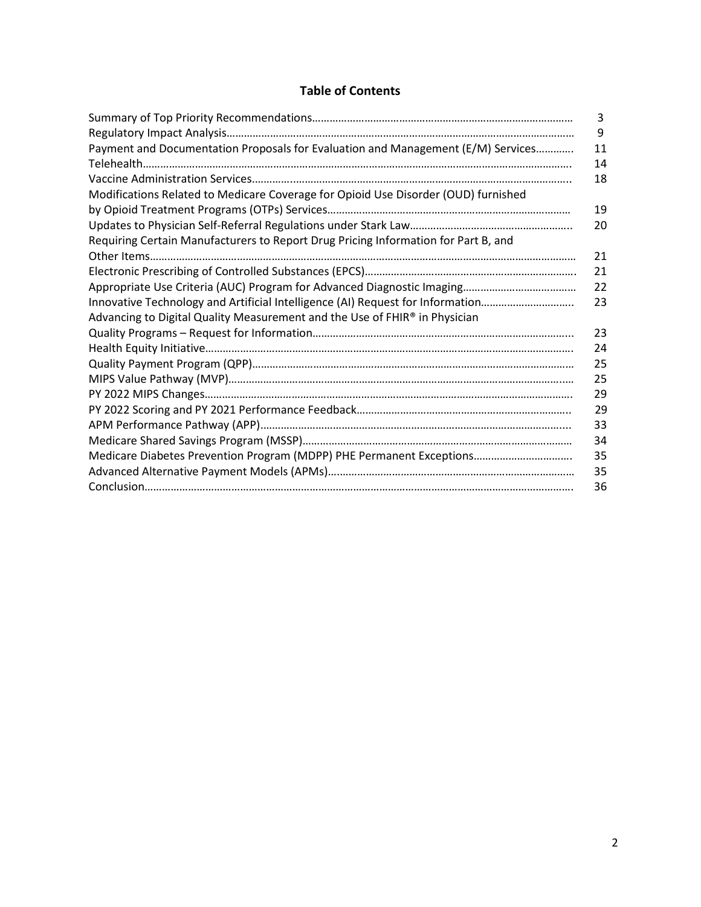## Table of Contents

| | |
|---|---|
| Summary of Top Priority Recommendations | 3 |
| Regulatory Impact Analysis | 9 |
| Payment and Documentation Proposals for Evaluation and Management (E/M) Services | 11 |
| Telehealth | 14 |
| Vaccine Administration Services | 18 |
| Modifications Related to Medicare Coverage for Opioid Use Disorder (OUD) furnished by Opioid Treatment Programs (OTPs) Services | 19 |
| Updates to Physician Self-Referral Regulations under Stark Law | 20 |
| Requiring Certain Manufacturers to Report Drug Pricing Information for Part B, and Other Items | 21 |
| Electronic Prescribing of Controlled Substances (EPCS) | 21 |
| Appropriate Use Criteria (AUC) Program for Advanced Diagnostic Imaging | 22 |
| Innovative Technology and Artificial Intelligence (AI) Request for Information | 23 |
| Advancing to Digital Quality Measurement and the Use of FHIR® in Physician Quality Programs – Request for Information | 23 |
| Health Equity Initiative | 24 |
| Quality Payment Program (QPP) | 25 |
| MIPS Value Pathway (MVP) | 25 |
| PY 2022 MIPS Changes | 29 |
| PY 2022 Scoring and PY 2021 Performance Feedback | 29 |
| APM Performance Pathway (APP) | 33 |
| Medicare Shared Savings Program (MSSP) | 34 |
| Medicare Diabetes Prevention Program (MDPP) PHE Permanent Exceptions | 35 |
| Advanced Alternative Payment Models (APMs) | 35 |
| Conclusion | 36 |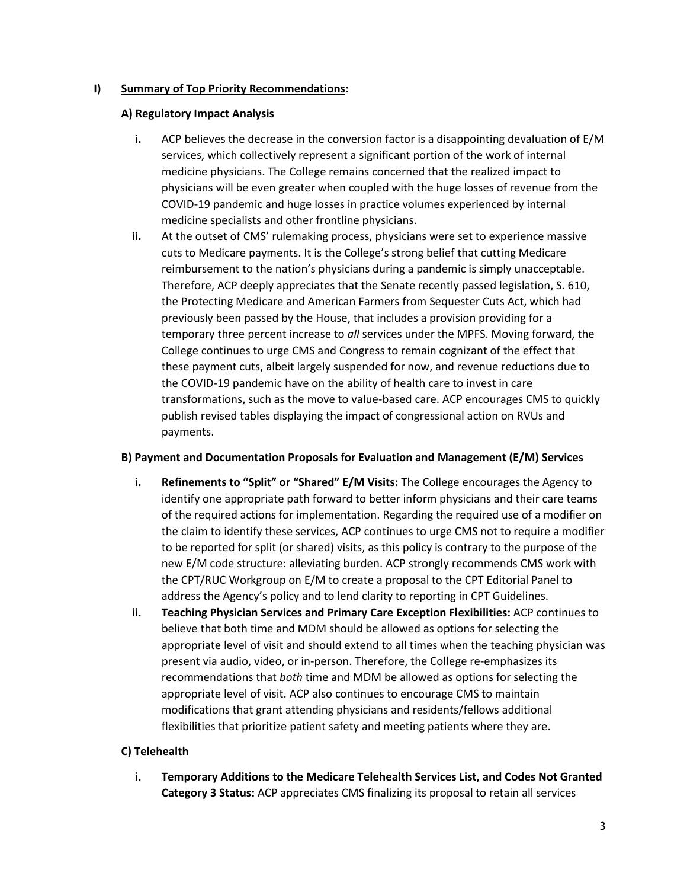## I) Summary of Top Priority Recommendations:

### A) Regulatory Impact Analysis

- **i.** ACP believes the decrease in the conversion factor is a disappointing devaluation of E/M services, which collectively represent a significant portion of the work of internal medicine physicians. The College remains concerned that the realized impact to physicians will be even greater when coupled with the huge losses of revenue from the COVID-19 pandemic and huge losses in practice volumes experienced by internal medicine specialists and other frontline physicians.
- **ii.** At the outset of CMS' rulemaking process, physicians were set to experience massive cuts to Medicare payments. It is the College's strong belief that cutting Medicare reimbursement to the nation's physicians during a pandemic is simply unacceptable. Therefore, ACP deeply appreciates that the Senate recently passed legislation, S. 610, the Protecting Medicare and American Farmers from Sequester Cuts Act, which had previously been passed by the House, that includes a provision providing for a temporary three percent increase to *all* services under the MPFS. Moving forward, the College continues to urge CMS and Congress to remain cognizant of the effect that these payment cuts, albeit largely suspended for now, and revenue reductions due to the COVID-19 pandemic have on the ability of health care to invest in care transformations, such as the move to value-based care. ACP encourages CMS to quickly publish revised tables displaying the impact of congressional action on RVUs and payments.

### B) Payment and Documentation Proposals for Evaluation and Management (E/M) Services

- **i. Refinements to "Split" or "Shared" E/M Visits:** The College encourages the Agency to identify one appropriate path forward to better inform physicians and their care teams of the required actions for implementation. Regarding the required use of a modifier on the claim to identify these services, ACP continues to urge CMS not to require a modifier to be reported for split (or shared) visits, as this policy is contrary to the purpose of the new E/M code structure: alleviating burden. ACP strongly recommends CMS work with the CPT/RUC Workgroup on E/M to create a proposal to the CPT Editorial Panel to address the Agency's policy and to lend clarity to reporting in CPT Guidelines.
- **ii. Teaching Physician Services and Primary Care Exception Flexibilities:** ACP continues to believe that both time and MDM should be allowed as options for selecting the appropriate level of visit and should extend to all times when the teaching physician was present via audio, video, or in-person. Therefore, the College re-emphasizes its recommendations that *both* time and MDM be allowed as options for selecting the appropriate level of visit. ACP also continues to encourage CMS to maintain modifications that grant attending physicians and residents/fellows additional flexibilities that prioritize patient safety and meeting patients where they are.

### C) Telehealth

- **i. Temporary Additions to the Medicare Telehealth Services List, and Codes Not Granted Category 3 Status:** ACP appreciates CMS finalizing its proposal to retain all services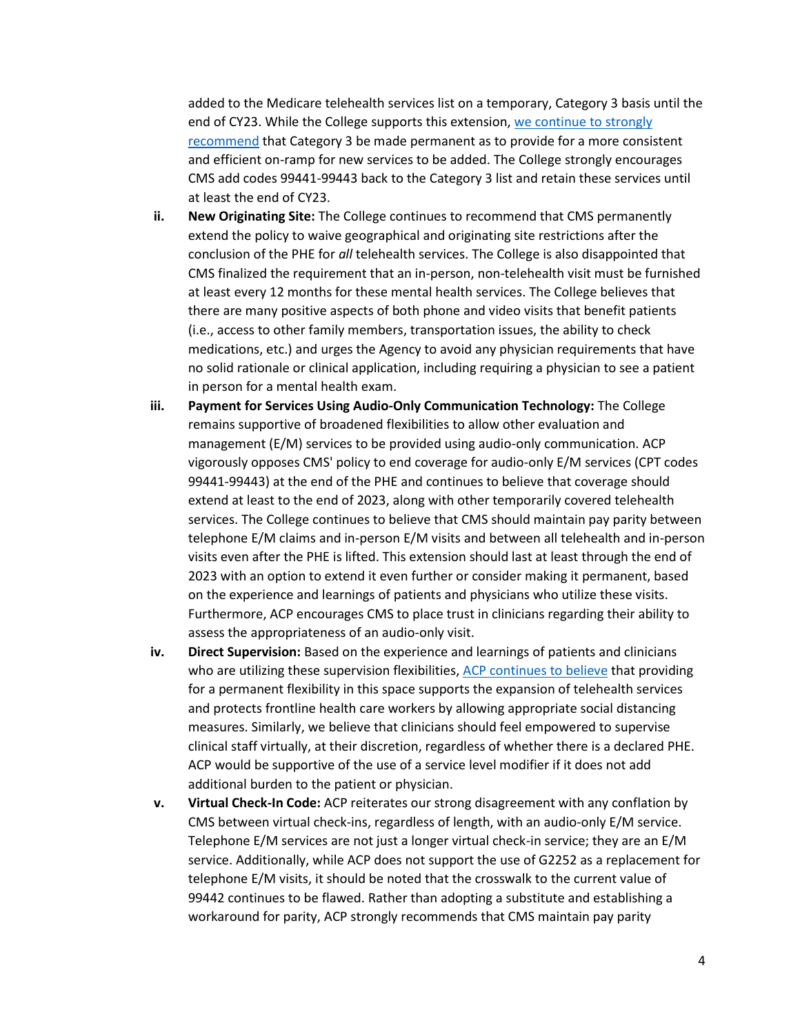added to the Medicare telehealth services list on a temporary, Category 3 basis until the end of CY23. While the College supports this extension, we continue to strongly recommend that Category 3 be made permanent as to provide for a more consistent and efficient on-ramp for new services to be added. The College strongly encourages CMS add codes 99441-99443 back to the Category 3 list and retain these services until at least the end of CY23.

ii. **New Originating Site:** The College continues to recommend that CMS permanently extend the policy to waive geographical and originating site restrictions after the conclusion of the PHE for *all* telehealth services. The College is also disappointed that CMS finalized the requirement that an in-person, non-telehealth visit must be furnished at least every 12 months for these mental health services. The College believes that there are many positive aspects of both phone and video visits that benefit patients (i.e., access to other family members, transportation issues, the ability to check medications, etc.) and urges the Agency to avoid any physician requirements that have no solid rationale or clinical application, including requiring a physician to see a patient in person for a mental health exam.

iii. **Payment for Services Using Audio-Only Communication Technology:** The College remains supportive of broadened flexibilities to allow other evaluation and management (E/M) services to be provided using audio-only communication. ACP vigorously opposes CMS' policy to end coverage for audio-only E/M services (CPT codes 99441-99443) at the end of the PHE and continues to believe that coverage should extend at least to the end of 2023, along with other temporarily covered telehealth services. The College continues to believe that CMS should maintain pay parity between telephone E/M claims and in-person E/M visits and between all telehealth and in-person visits even after the PHE is lifted. This extension should last at least through the end of 2023 with an option to extend it even further or consider making it permanent, based on the experience and learnings of patients and physicians who utilize these visits. Furthermore, ACP encourages CMS to place trust in clinicians regarding their ability to assess the appropriateness of an audio-only visit.

iv. **Direct Supervision:** Based on the experience and learnings of patients and clinicians who are utilizing these supervision flexibilities, ACP continues to believe that providing for a permanent flexibility in this space supports the expansion of telehealth services and protects frontline health care workers by allowing appropriate social distancing measures. Similarly, we believe that clinicians should feel empowered to supervise clinical staff virtually, at their discretion, regardless of whether there is a declared PHE. ACP would be supportive of the use of a service level modifier if it does not add additional burden to the patient or physician.

v. **Virtual Check-In Code:** ACP reiterates our strong disagreement with any conflation by CMS between virtual check-ins, regardless of length, with an audio-only E/M service. Telephone E/M services are not just a longer virtual check-in service; they are an E/M service. Additionally, while ACP does not support the use of G2252 as a replacement for telephone E/M visits, it should be noted that the crosswalk to the current value of 99442 continues to be flawed. Rather than adopting a substitute and establishing a workaround for parity, ACP strongly recommends that CMS maintain pay parity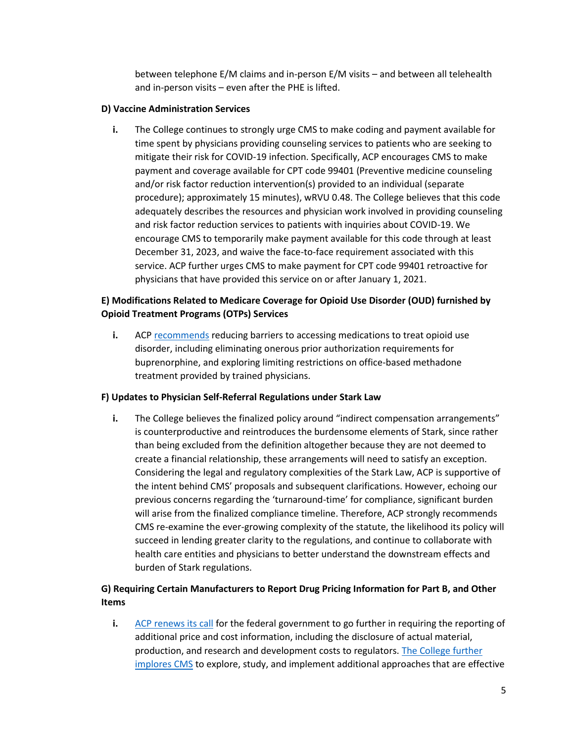between telephone E/M claims and in-person E/M visits – and between all telehealth and in-person visits – even after the PHE is lifted.

**D) Vaccine Administration Services**

**i.** The College continues to strongly urge CMS to make coding and payment available for time spent by physicians providing counseling services to patients who are seeking to mitigate their risk for COVID-19 infection. Specifically, ACP encourages CMS to make payment and coverage available for CPT code 99401 (Preventive medicine counseling and/or risk factor reduction intervention(s) provided to an individual (separate procedure); approximately 15 minutes), wRVU 0.48. The College believes that this code adequately describes the resources and physician work involved in providing counseling and risk factor reduction services to patients with inquiries about COVID-19. We encourage CMS to temporarily make payment available for this code through at least December 31, 2023, and waive the face-to-face requirement associated with this service. ACP further urges CMS to make payment for CPT code 99401 retroactive for physicians that have provided this service on or after January 1, 2021.

**E) Modifications Related to Medicare Coverage for Opioid Use Disorder (OUD) furnished by Opioid Treatment Programs (OTPs) Services**

**i.** ACP recommends reducing barriers to accessing medications to treat opioid use disorder, including eliminating onerous prior authorization requirements for buprenorphine, and exploring limiting restrictions on office-based methadone treatment provided by trained physicians.

**F) Updates to Physician Self-Referral Regulations under Stark Law**

**i.** The College believes the finalized policy around "indirect compensation arrangements" is counterproductive and reintroduces the burdensome elements of Stark, since rather than being excluded from the definition altogether because they are not deemed to create a financial relationship, these arrangements will need to satisfy an exception. Considering the legal and regulatory complexities of the Stark Law, ACP is supportive of the intent behind CMS' proposals and subsequent clarifications. However, echoing our previous concerns regarding the 'turnaround-time' for compliance, significant burden will arise from the finalized compliance timeline. Therefore, ACP strongly recommends CMS re-examine the ever-growing complexity of the statute, the likelihood its policy will succeed in lending greater clarity to the regulations, and continue to collaborate with health care entities and physicians to better understand the downstream effects and burden of Stark regulations.

**G) Requiring Certain Manufacturers to Report Drug Pricing Information for Part B, and Other Items**

**i.** ACP renews its call for the federal government to go further in requiring the reporting of additional price and cost information, including the disclosure of actual material, production, and research and development costs to regulators. The College further implores CMS to explore, study, and implement additional approaches that are effective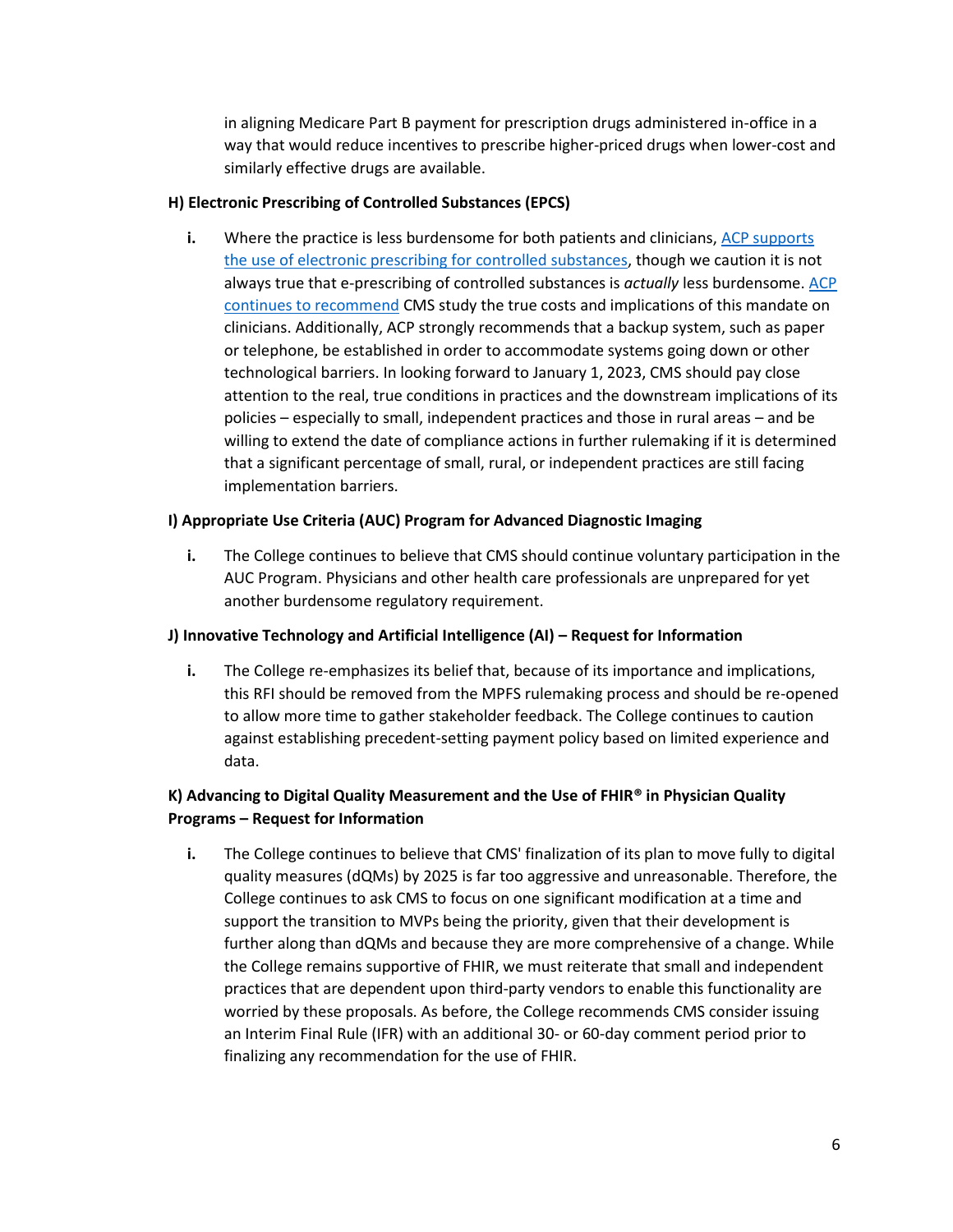in aligning Medicare Part B payment for prescription drugs administered in-office in a way that would reduce incentives to prescribe higher-priced drugs when lower-cost and similarly effective drugs are available.

**H) Electronic Prescribing of Controlled Substances (EPCS)**

**i.** Where the practice is less burdensome for both patients and clinicians, ACP supports the use of electronic prescribing for controlled substances, though we caution it is not always true that e-prescribing of controlled substances is *actually* less burdensome. ACP continues to recommend CMS study the true costs and implications of this mandate on clinicians. Additionally, ACP strongly recommends that a backup system, such as paper or telephone, be established in order to accommodate systems going down or other technological barriers. In looking forward to January 1, 2023, CMS should pay close attention to the real, true conditions in practices and the downstream implications of its policies – especially to small, independent practices and those in rural areas – and be willing to extend the date of compliance actions in further rulemaking if it is determined that a significant percentage of small, rural, or independent practices are still facing implementation barriers.

**I) Appropriate Use Criteria (AUC) Program for Advanced Diagnostic Imaging**

**i.** The College continues to believe that CMS should continue voluntary participation in the AUC Program. Physicians and other health care professionals are unprepared for yet another burdensome regulatory requirement.

**J) Innovative Technology and Artificial Intelligence (AI) – Request for Information**

**i.** The College re-emphasizes its belief that, because of its importance and implications, this RFI should be removed from the MPFS rulemaking process and should be re-opened to allow more time to gather stakeholder feedback. The College continues to caution against establishing precedent-setting payment policy based on limited experience and data.

**K) Advancing to Digital Quality Measurement and the Use of FHIR® in Physician Quality Programs – Request for Information**

**i.** The College continues to believe that CMS' finalization of its plan to move fully to digital quality measures (dQMs) by 2025 is far too aggressive and unreasonable. Therefore, the College continues to ask CMS to focus on one significant modification at a time and support the transition to MVPs being the priority, given that their development is further along than dQMs and because they are more comprehensive of a change. While the College remains supportive of FHIR, we must reiterate that small and independent practices that are dependent upon third-party vendors to enable this functionality are worried by these proposals. As before, the College recommends CMS consider issuing an Interim Final Rule (IFR) with an additional 30- or 60-day comment period prior to finalizing any recommendation for the use of FHIR.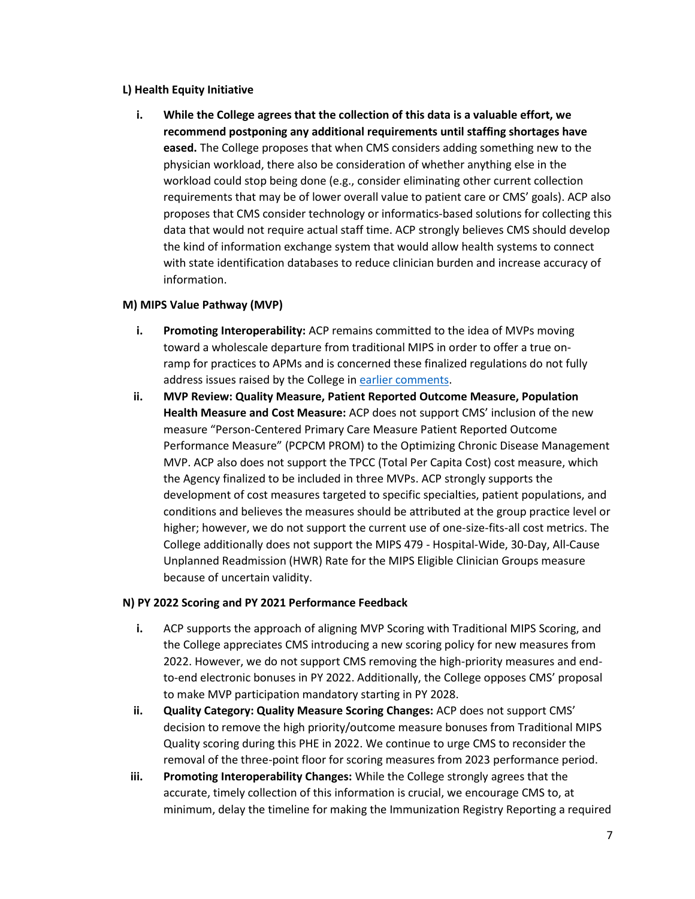**L) Health Equity Initiative**

i. **While the College agrees that the collection of this data is a valuable effort, we recommend postponing any additional requirements until staffing shortages have eased.** The College proposes that when CMS considers adding something new to the physician workload, there also be consideration of whether anything else in the workload could stop being done (e.g., consider eliminating other current collection requirements that may be of lower overall value to patient care or CMS' goals). ACP also proposes that CMS consider technology or informatics-based solutions for collecting this data that would not require actual staff time. ACP strongly believes CMS should develop the kind of information exchange system that would allow health systems to connect with state identification databases to reduce clinician burden and increase accuracy of information.

**M) MIPS Value Pathway (MVP)**

i. **Promoting Interoperability:** ACP remains committed to the idea of MVPs moving toward a wholescale departure from traditional MIPS in order to offer a true on-ramp for practices to APMs and is concerned these finalized regulations do not fully address issues raised by the College in [earlier comments](earlier comments).

ii. **MVP Review: Quality Measure, Patient Reported Outcome Measure, Population Health Measure and Cost Measure:** ACP does not support CMS' inclusion of the new measure "Person-Centered Primary Care Measure Patient Reported Outcome Performance Measure" (PCPCM PROM) to the Optimizing Chronic Disease Management MVP. ACP also does not support the TPCC (Total Per Capita Cost) cost measure, which the Agency finalized to be included in three MVPs. ACP strongly supports the development of cost measures targeted to specific specialties, patient populations, and conditions and believes the measures should be attributed at the group practice level or higher; however, we do not support the current use of one-size-fits-all cost metrics. The College additionally does not support the MIPS 479 - Hospital-Wide, 30-Day, All-Cause Unplanned Readmission (HWR) Rate for the MIPS Eligible Clinician Groups measure because of uncertain validity.

**N) PY 2022 Scoring and PY 2021 Performance Feedback**

i. ACP supports the approach of aligning MVP Scoring with Traditional MIPS Scoring, and the College appreciates CMS introducing a new scoring policy for new measures from 2022. However, we do not support CMS removing the high-priority measures and end-to-end electronic bonuses in PY 2022. Additionally, the College opposes CMS' proposal to make MVP participation mandatory starting in PY 2028.

ii. **Quality Category: Quality Measure Scoring Changes:** ACP does not support CMS' decision to remove the high priority/outcome measure bonuses from Traditional MIPS Quality scoring during this PHE in 2022. We continue to urge CMS to reconsider the removal of the three-point floor for scoring measures from 2023 performance period.

iii. **Promoting Interoperability Changes:** While the College strongly agrees that the accurate, timely collection of this information is crucial, we encourage CMS to, at minimum, delay the timeline for making the Immunization Registry Reporting a required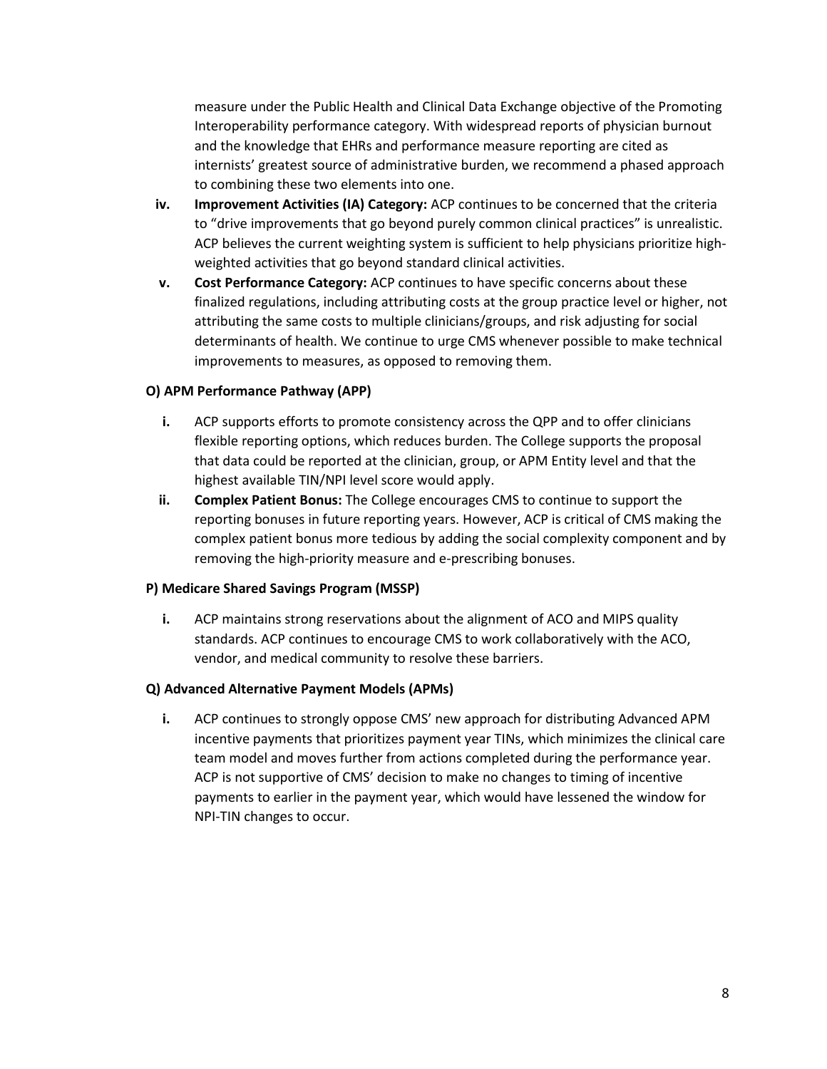measure under the Public Health and Clinical Data Exchange objective of the Promoting Interoperability performance category. With widespread reports of physician burnout and the knowledge that EHRs and performance measure reporting are cited as internists' greatest source of administrative burden, we recommend a phased approach to combining these two elements into one.

iv. **Improvement Activities (IA) Category:** ACP continues to be concerned that the criteria to "drive improvements that go beyond purely common clinical practices" is unrealistic. ACP believes the current weighting system is sufficient to help physicians prioritize high-weighted activities that go beyond standard clinical activities.

v. **Cost Performance Category:** ACP continues to have specific concerns about these finalized regulations, including attributing costs at the group practice level or higher, not attributing the same costs to multiple clinicians/groups, and risk adjusting for social determinants of health. We continue to urge CMS whenever possible to make technical improvements to measures, as opposed to removing them.

**O) APM Performance Pathway (APP)**

i. ACP supports efforts to promote consistency across the QPP and to offer clinicians flexible reporting options, which reduces burden. The College supports the proposal that data could be reported at the clinician, group, or APM Entity level and that the highest available TIN/NPI level score would apply.

ii. **Complex Patient Bonus:** The College encourages CMS to continue to support the reporting bonuses in future reporting years. However, ACP is critical of CMS making the complex patient bonus more tedious by adding the social complexity component and by removing the high-priority measure and e-prescribing bonuses.

**P) Medicare Shared Savings Program (MSSP)**

i. ACP maintains strong reservations about the alignment of ACO and MIPS quality standards. ACP continues to encourage CMS to work collaboratively with the ACO, vendor, and medical community to resolve these barriers.

**Q) Advanced Alternative Payment Models (APMs)**

i. ACP continues to strongly oppose CMS' new approach for distributing Advanced APM incentive payments that prioritizes payment year TINs, which minimizes the clinical care team model and moves further from actions completed during the performance year. ACP is not supportive of CMS' decision to make no changes to timing of incentive payments to earlier in the payment year, which would have lessened the window for NPI-TIN changes to occur.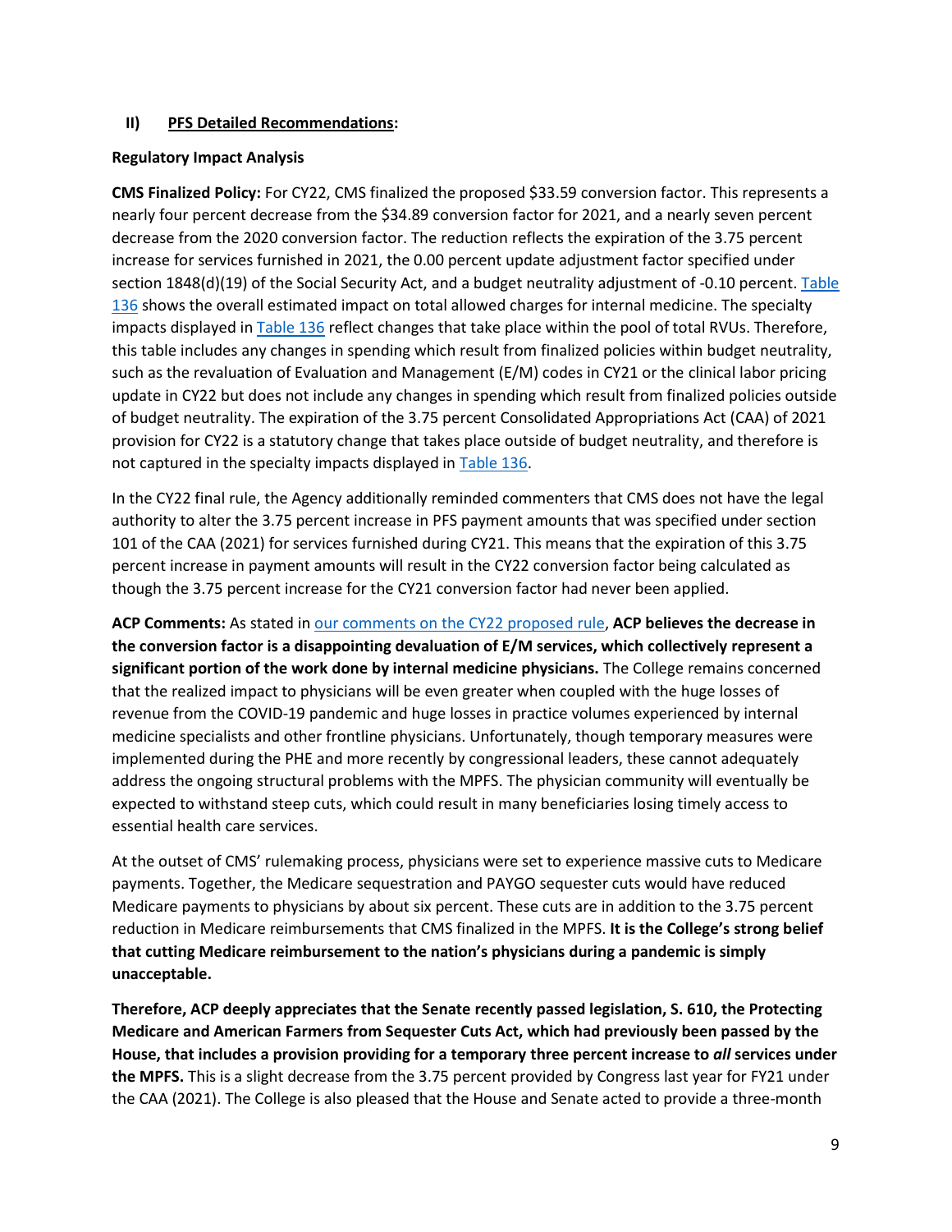## II) <u>PFS Detailed Recommendations</u>:

**Regulatory Impact Analysis**

**CMS Finalized Policy:** For CY22, CMS finalized the proposed $33.59 conversion factor. This represents a nearly four percent decrease from the $34.89 conversion factor for 2021, and a nearly seven percent decrease from the 2020 conversion factor. The reduction reflects the expiration of the 3.75 percent increase for services furnished in 2021, the 0.00 percent update adjustment factor specified under section 1848(d)(19) of the Social Security Act, and a budget neutrality adjustment of -0.10 percent. [Table 136]() shows the overall estimated impact on total allowed charges for internal medicine. The specialty impacts displayed in [Table 136]() reflect changes that take place within the pool of total RVUs. Therefore, this table includes any changes in spending which result from finalized policies within budget neutrality, such as the revaluation of Evaluation and Management (E/M) codes in CY21 or the clinical labor pricing update in CY22 but does not include any changes in spending which result from finalized policies outside of budget neutrality. The expiration of the 3.75 percent Consolidated Appropriations Act (CAA) of 2021 provision for CY22 is a statutory change that takes place outside of budget neutrality, and therefore is not captured in the specialty impacts displayed in [Table 136]().

In the CY22 final rule, the Agency additionally reminded commenters that CMS does not have the legal authority to alter the 3.75 percent increase in PFS payment amounts that was specified under section 101 of the CAA (2021) for services furnished during CY21. This means that the expiration of this 3.75 percent increase in payment amounts will result in the CY22 conversion factor being calculated as though the 3.75 percent increase for the CY21 conversion factor had never been applied.

**ACP Comments:** As stated in [our comments on the CY22 proposed rule](), **ACP believes the decrease in the conversion factor is a disappointing devaluation of E/M services, which collectively represent a significant portion of the work done by internal medicine physicians.** The College remains concerned that the realized impact to physicians will be even greater when coupled with the huge losses of revenue from the COVID-19 pandemic and huge losses in practice volumes experienced by internal medicine specialists and other frontline physicians. Unfortunately, though temporary measures were implemented during the PHE and more recently by congressional leaders, these cannot adequately address the ongoing structural problems with the MPFS. The physician community will eventually be expected to withstand steep cuts, which could result in many beneficiaries losing timely access to essential health care services.

At the outset of CMS' rulemaking process, physicians were set to experience massive cuts to Medicare payments. Together, the Medicare sequestration and PAYGO sequester cuts would have reduced Medicare payments to physicians by about six percent. These cuts are in addition to the 3.75 percent reduction in Medicare reimbursements that CMS finalized in the MPFS. **It is the College's strong belief that cutting Medicare reimbursement to the nation's physicians during a pandemic is simply unacceptable.**

**Therefore, ACP deeply appreciates that the Senate recently passed legislation, S. 610, the Protecting Medicare and American Farmers from Sequester Cuts Act, which had previously been passed by the House, that includes a provision providing for a temporary three percent increase to *all* services under the MPFS.** This is a slight decrease from the 3.75 percent provided by Congress last year for FY21 under the CAA (2021). The College is also pleased that the House and Senate acted to provide a three-month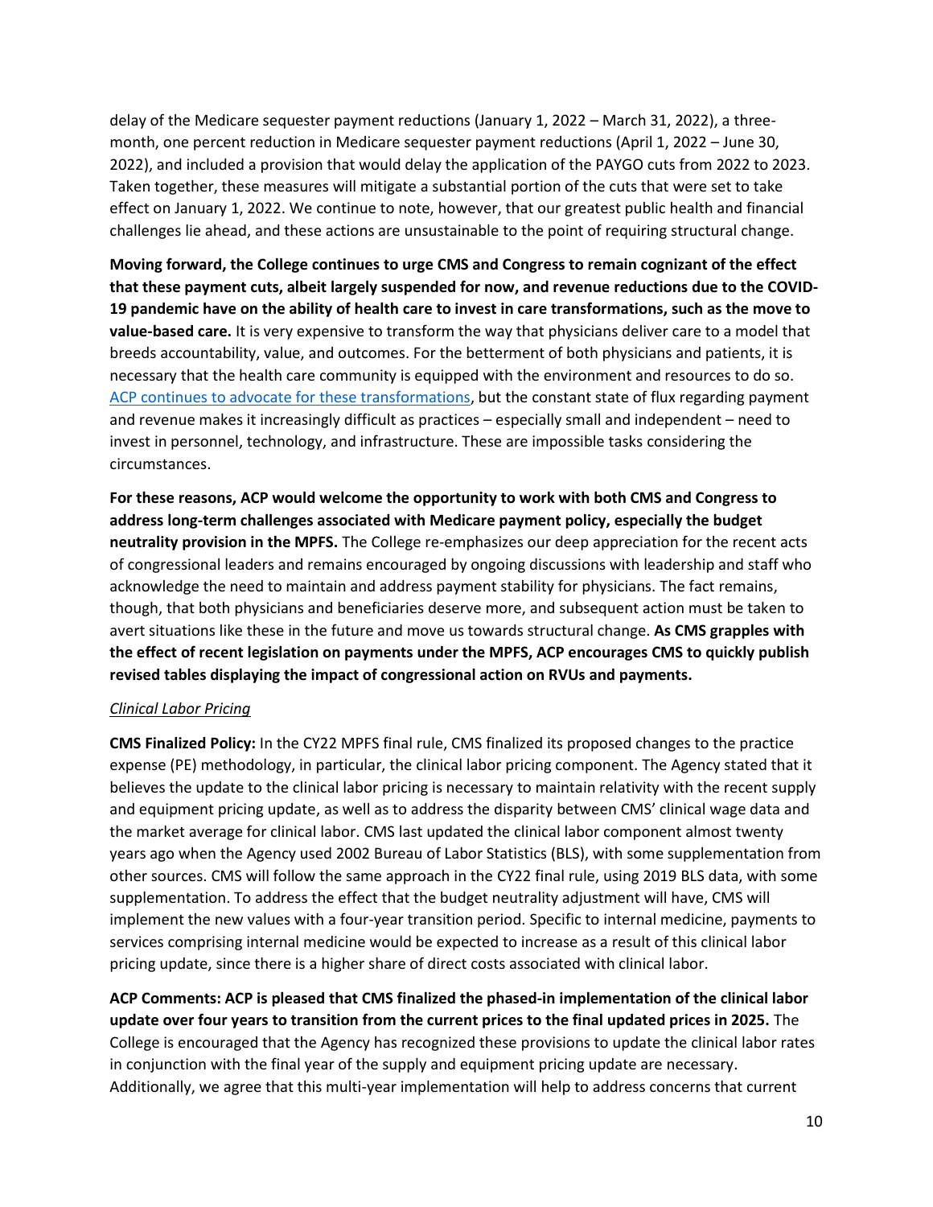delay of the Medicare sequester payment reductions (January 1, 2022 – March 31, 2022), a three-month, one percent reduction in Medicare sequester payment reductions (April 1, 2022 – June 30, 2022), and included a provision that would delay the application of the PAYGO cuts from 2022 to 2023. Taken together, these measures will mitigate a substantial portion of the cuts that were set to take effect on January 1, 2022. We continue to note, however, that our greatest public health and financial challenges lie ahead, and these actions are unsustainable to the point of requiring structural change.

**Moving forward, the College continues to urge CMS and Congress to remain cognizant of the effect that these payment cuts, albeit largely suspended for now, and revenue reductions due to the COVID-19 pandemic have on the ability of health care to invest in care transformations, such as the move to value-based care.** It is very expensive to transform the way that physicians deliver care to a model that breeds accountability, value, and outcomes. For the betterment of both physicians and patients, it is necessary that the health care community is equipped with the environment and resources to do so. [ACP continues to advocate for these transformations](), but the constant state of flux regarding payment and revenue makes it increasingly difficult as practices – especially small and independent – need to invest in personnel, technology, and infrastructure. These are impossible tasks considering the circumstances.

**For these reasons, ACP would welcome the opportunity to work with both CMS and Congress to address long-term challenges associated with Medicare payment policy, especially the budget neutrality provision in the MPFS.** The College re-emphasizes our deep appreciation for the recent acts of congressional leaders and remains encouraged by ongoing discussions with leadership and staff who acknowledge the need to maintain and address payment stability for physicians. The fact remains, though, that both physicians and beneficiaries deserve more, and subsequent action must be taken to avert situations like these in the future and move us towards structural change. **As CMS grapples with the effect of recent legislation on payments under the MPFS, ACP encourages CMS to quickly publish revised tables displaying the impact of congressional action on RVUs and payments.**

*Clinical Labor Pricing*

**CMS Finalized Policy:** In the CY22 MPFS final rule, CMS finalized its proposed changes to the practice expense (PE) methodology, in particular, the clinical labor pricing component. The Agency stated that it believes the update to the clinical labor pricing is necessary to maintain relativity with the recent supply and equipment pricing update, as well as to address the disparity between CMS' clinical wage data and the market average for clinical labor. CMS last updated the clinical labor component almost twenty years ago when the Agency used 2002 Bureau of Labor Statistics (BLS), with some supplementation from other sources. CMS will follow the same approach in the CY22 final rule, using 2019 BLS data, with some supplementation. To address the effect that the budget neutrality adjustment will have, CMS will implement the new values with a four-year transition period. Specific to internal medicine, payments to services comprising internal medicine would be expected to increase as a result of this clinical labor pricing update, since there is a higher share of direct costs associated with clinical labor.

**ACP Comments: ACP is pleased that CMS finalized the phased-in implementation of the clinical labor update over four years to transition from the current prices to the final updated prices in 2025.** The College is encouraged that the Agency has recognized these provisions to update the clinical labor rates in conjunction with the final year of the supply and equipment pricing update are necessary. Additionally, we agree that this multi-year implementation will help to address concerns that current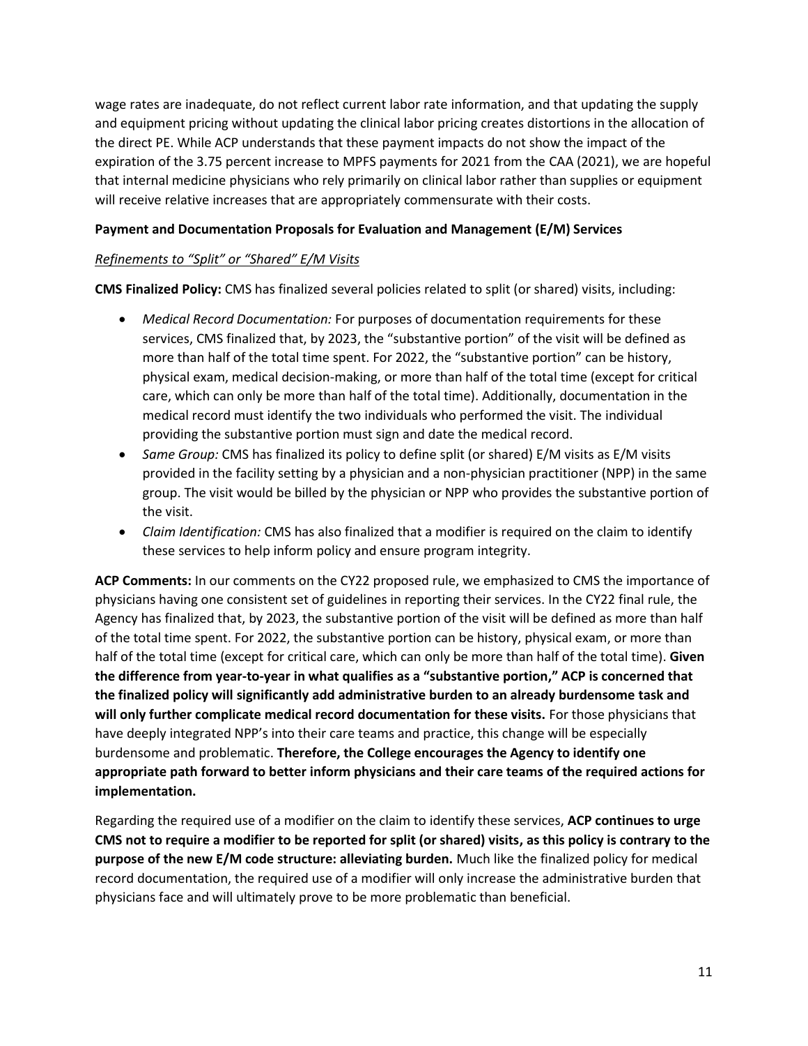wage rates are inadequate, do not reflect current labor rate information, and that updating the supply and equipment pricing without updating the clinical labor pricing creates distortions in the allocation of the direct PE. While ACP understands that these payment impacts do not show the impact of the expiration of the 3.75 percent increase to MPFS payments for 2021 from the CAA (2021), we are hopeful that internal medicine physicians who rely primarily on clinical labor rather than supplies or equipment will receive relative increases that are appropriately commensurate with their costs.

**Payment and Documentation Proposals for Evaluation and Management (E/M) Services**

*Refinements to "Split" or "Shared" E/M Visits*

**CMS Finalized Policy:** CMS has finalized several policies related to split (or shared) visits, including:

- *Medical Record Documentation:* For purposes of documentation requirements for these services, CMS finalized that, by 2023, the "substantive portion" of the visit will be defined as more than half of the total time spent. For 2022, the "substantive portion" can be history, physical exam, medical decision-making, or more than half of the total time (except for critical care, which can only be more than half of the total time). Additionally, documentation in the medical record must identify the two individuals who performed the visit. The individual providing the substantive portion must sign and date the medical record.
- *Same Group:* CMS has finalized its policy to define split (or shared) E/M visits as E/M visits provided in the facility setting by a physician and a non-physician practitioner (NPP) in the same group. The visit would be billed by the physician or NPP who provides the substantive portion of the visit.
- *Claim Identification:* CMS has also finalized that a modifier is required on the claim to identify these services to help inform policy and ensure program integrity.

**ACP Comments:** In our comments on the CY22 proposed rule, we emphasized to CMS the importance of physicians having one consistent set of guidelines in reporting their services. In the CY22 final rule, the Agency has finalized that, by 2023, the substantive portion of the visit will be defined as more than half of the total time spent. For 2022, the substantive portion can be history, physical exam, or more than half of the total time (except for critical care, which can only be more than half of the total time). **Given the difference from year-to-year in what qualifies as a "substantive portion," ACP is concerned that the finalized policy will significantly add administrative burden to an already burdensome task and will only further complicate medical record documentation for these visits.** For those physicians that have deeply integrated NPP's into their care teams and practice, this change will be especially burdensome and problematic. **Therefore, the College encourages the Agency to identify one appropriate path forward to better inform physicians and their care teams of the required actions for implementation.**

Regarding the required use of a modifier on the claim to identify these services, **ACP continues to urge CMS not to require a modifier to be reported for split (or shared) visits, as this policy is contrary to the purpose of the new E/M code structure: alleviating burden.** Much like the finalized policy for medical record documentation, the required use of a modifier will only increase the administrative burden that physicians face and will ultimately prove to be more problematic than beneficial.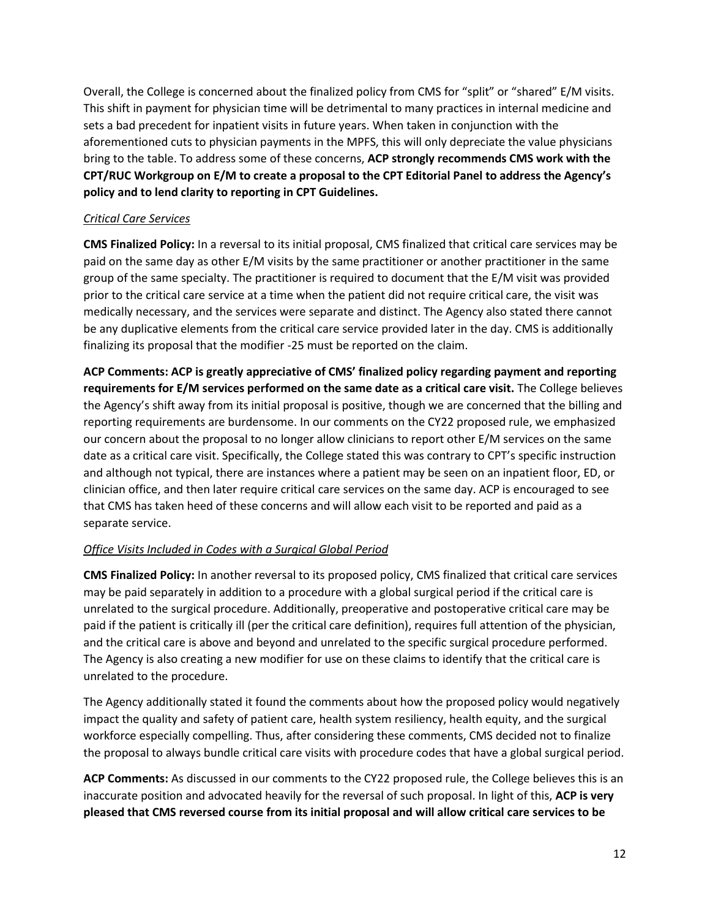Overall, the College is concerned about the finalized policy from CMS for "split" or "shared" E/M visits. This shift in payment for physician time will be detrimental to many practices in internal medicine and sets a bad precedent for inpatient visits in future years. When taken in conjunction with the aforementioned cuts to physician payments in the MPFS, this will only depreciate the value physicians bring to the table. To address some of these concerns, **ACP strongly recommends CMS work with the CPT/RUC Workgroup on E/M to create a proposal to the CPT Editorial Panel to address the Agency's policy and to lend clarity to reporting in CPT Guidelines.**

*Critical Care Services*

**CMS Finalized Policy:** In a reversal to its initial proposal, CMS finalized that critical care services may be paid on the same day as other E/M visits by the same practitioner or another practitioner in the same group of the same specialty. The practitioner is required to document that the E/M visit was provided prior to the critical care service at a time when the patient did not require critical care, the visit was medically necessary, and the services were separate and distinct. The Agency also stated there cannot be any duplicative elements from the critical care service provided later in the day. CMS is additionally finalizing its proposal that the modifier -25 must be reported on the claim.

**ACP Comments: ACP is greatly appreciative of CMS' finalized policy regarding payment and reporting requirements for E/M services performed on the same date as a critical care visit.** The College believes the Agency's shift away from its initial proposal is positive, though we are concerned that the billing and reporting requirements are burdensome. In our comments on the CY22 proposed rule, we emphasized our concern about the proposal to no longer allow clinicians to report other E/M services on the same date as a critical care visit. Specifically, the College stated this was contrary to CPT's specific instruction and although not typical, there are instances where a patient may be seen on an inpatient floor, ED, or clinician office, and then later require critical care services on the same day. ACP is encouraged to see that CMS has taken heed of these concerns and will allow each visit to be reported and paid as a separate service.

*Office Visits Included in Codes with a Surgical Global Period*

**CMS Finalized Policy:** In another reversal to its proposed policy, CMS finalized that critical care services may be paid separately in addition to a procedure with a global surgical period if the critical care is unrelated to the surgical procedure. Additionally, preoperative and postoperative critical care may be paid if the patient is critically ill (per the critical care definition), requires full attention of the physician, and the critical care is above and beyond and unrelated to the specific surgical procedure performed. The Agency is also creating a new modifier for use on these claims to identify that the critical care is unrelated to the procedure.

The Agency additionally stated it found the comments about how the proposed policy would negatively impact the quality and safety of patient care, health system resiliency, health equity, and the surgical workforce especially compelling. Thus, after considering these comments, CMS decided not to finalize the proposal to always bundle critical care visits with procedure codes that have a global surgical period.

**ACP Comments:** As discussed in our comments to the CY22 proposed rule, the College believes this is an inaccurate position and advocated heavily for the reversal of such proposal. In light of this, **ACP is very pleased that CMS reversed course from its initial proposal and will allow critical care services to be**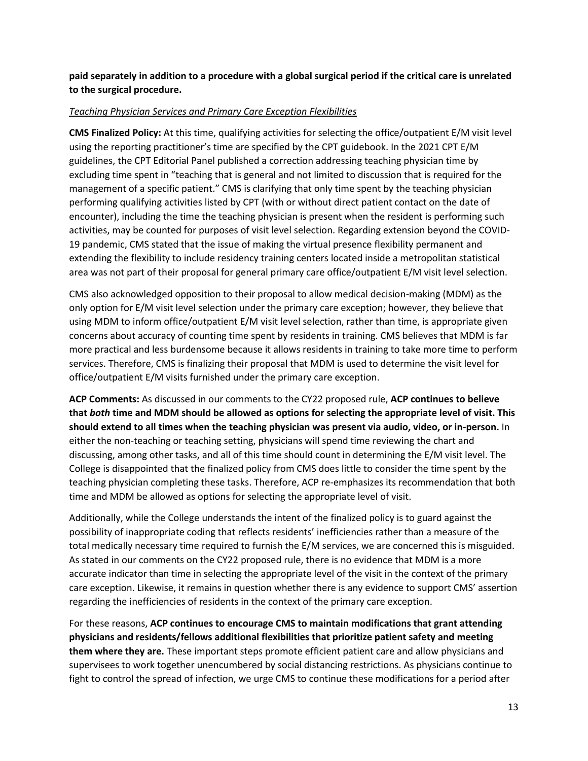**paid separately in addition to a procedure with a global surgical period if the critical care is unrelated to the surgical procedure.**

*Teaching Physician Services and Primary Care Exception Flexibilities*

**CMS Finalized Policy:** At this time, qualifying activities for selecting the office/outpatient E/M visit level using the reporting practitioner's time are specified by the CPT guidebook. In the 2021 CPT E/M guidelines, the CPT Editorial Panel published a correction addressing teaching physician time by excluding time spent in "teaching that is general and not limited to discussion that is required for the management of a specific patient." CMS is clarifying that only time spent by the teaching physician performing qualifying activities listed by CPT (with or without direct patient contact on the date of encounter), including the time the teaching physician is present when the resident is performing such activities, may be counted for purposes of visit level selection. Regarding extension beyond the COVID-19 pandemic, CMS stated that the issue of making the virtual presence flexibility permanent and extending the flexibility to include residency training centers located inside a metropolitan statistical area was not part of their proposal for general primary care office/outpatient E/M visit level selection.

CMS also acknowledged opposition to their proposal to allow medical decision-making (MDM) as the only option for E/M visit level selection under the primary care exception; however, they believe that using MDM to inform office/outpatient E/M visit level selection, rather than time, is appropriate given concerns about accuracy of counting time spent by residents in training. CMS believes that MDM is far more practical and less burdensome because it allows residents in training to take more time to perform services. Therefore, CMS is finalizing their proposal that MDM is used to determine the visit level for office/outpatient E/M visits furnished under the primary care exception.

**ACP Comments:** As discussed in our comments to the CY22 proposed rule, **ACP continues to believe that *both* time and MDM should be allowed as options for selecting the appropriate level of visit. This should extend to all times when the teaching physician was present via audio, video, or in-person.** In either the non-teaching or teaching setting, physicians will spend time reviewing the chart and discussing, among other tasks, and all of this time should count in determining the E/M visit level. The College is disappointed that the finalized policy from CMS does little to consider the time spent by the teaching physician completing these tasks. Therefore, ACP re-emphasizes its recommendation that both time and MDM be allowed as options for selecting the appropriate level of visit.

Additionally, while the College understands the intent of the finalized policy is to guard against the possibility of inappropriate coding that reflects residents' inefficiencies rather than a measure of the total medically necessary time required to furnish the E/M services, we are concerned this is misguided. As stated in our comments on the CY22 proposed rule, there is no evidence that MDM is a more accurate indicator than time in selecting the appropriate level of the visit in the context of the primary care exception. Likewise, it remains in question whether there is any evidence to support CMS' assertion regarding the inefficiencies of residents in the context of the primary care exception.

For these reasons, **ACP continues to encourage CMS to maintain modifications that grant attending physicians and residents/fellows additional flexibilities that prioritize patient safety and meeting them where they are.** These important steps promote efficient patient care and allow physicians and supervisees to work together unencumbered by social distancing restrictions. As physicians continue to fight to control the spread of infection, we urge CMS to continue these modifications for a period after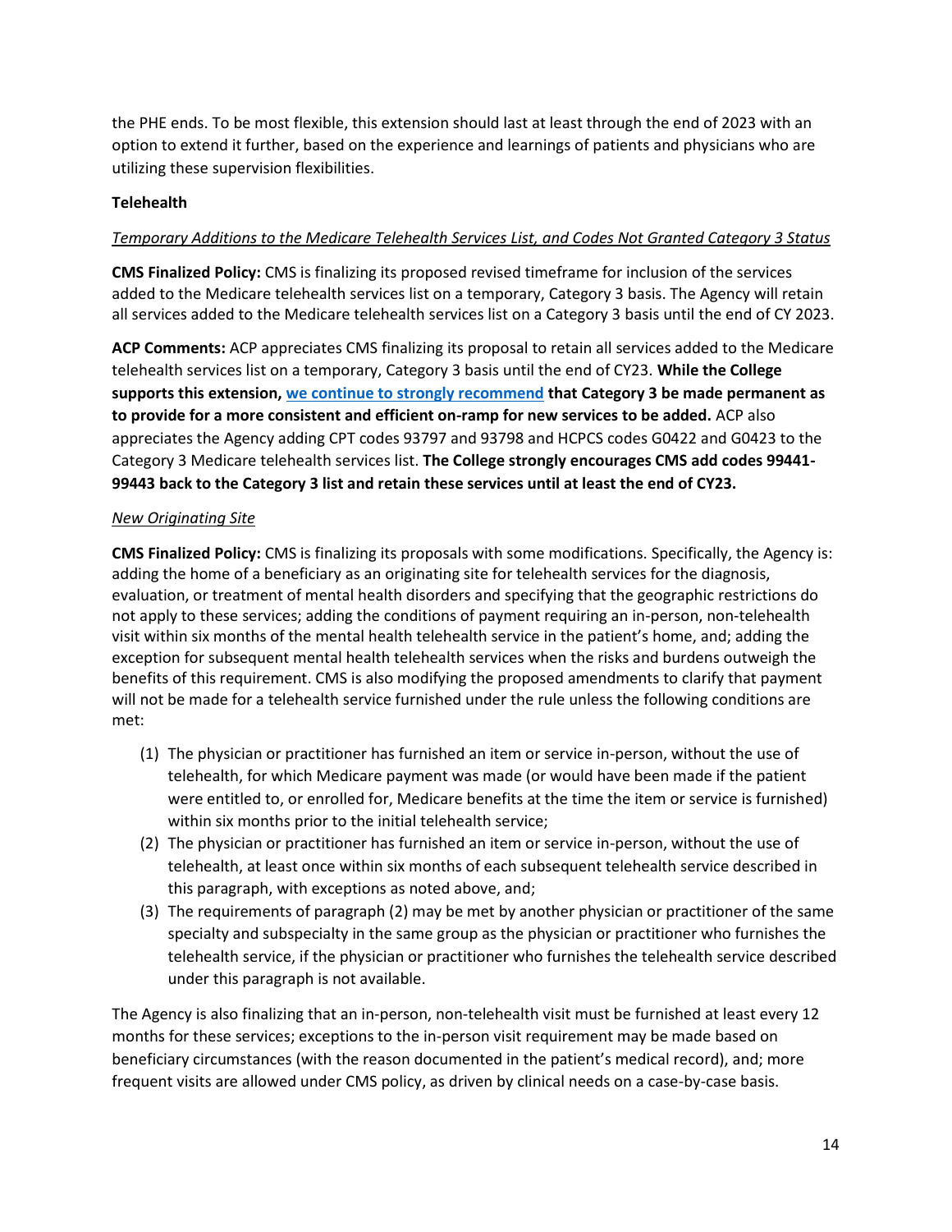the PHE ends. To be most flexible, this extension should last at least through the end of 2023 with an option to extend it further, based on the experience and learnings of patients and physicians who are utilizing these supervision flexibilities.

### Telehealth

*Temporary Additions to the Medicare Telehealth Services List, and Codes Not Granted Category 3 Status*

**CMS Finalized Policy:** CMS is finalizing its proposed revised timeframe for inclusion of the services added to the Medicare telehealth services list on a temporary, Category 3 basis. The Agency will retain all services added to the Medicare telehealth services list on a Category 3 basis until the end of CY 2023.

**ACP Comments:** ACP appreciates CMS finalizing its proposal to retain all services added to the Medicare telehealth services list on a temporary, Category 3 basis until the end of CY23. **While the College supports this extension, we continue to strongly recommend that Category 3 be made permanent as to provide for a more consistent and efficient on-ramp for new services to be added.** ACP also appreciates the Agency adding CPT codes 93797 and 93798 and HCPCS codes G0422 and G0423 to the Category 3 Medicare telehealth services list. **The College strongly encourages CMS add codes 99441-99443 back to the Category 3 list and retain these services until at least the end of CY23.**

*New Originating Site*

**CMS Finalized Policy:** CMS is finalizing its proposals with some modifications. Specifically, the Agency is: adding the home of a beneficiary as an originating site for telehealth services for the diagnosis, evaluation, or treatment of mental health disorders and specifying that the geographic restrictions do not apply to these services; adding the conditions of payment requiring an in-person, non-telehealth visit within six months of the mental health telehealth service in the patient's home, and; adding the exception for subsequent mental health telehealth services when the risks and burdens outweigh the benefits of this requirement. CMS is also modifying the proposed amendments to clarify that payment will not be made for a telehealth service furnished under the rule unless the following conditions are met:

(1) The physician or practitioner has furnished an item or service in-person, without the use of telehealth, for which Medicare payment was made (or would have been made if the patient were entitled to, or enrolled for, Medicare benefits at the time the item or service is furnished) within six months prior to the initial telehealth service;
(2) The physician or practitioner has furnished an item or service in-person, without the use of telehealth, at least once within six months of each subsequent telehealth service described in this paragraph, with exceptions as noted above, and;
(3) The requirements of paragraph (2) may be met by another physician or practitioner of the same specialty and subspecialty in the same group as the physician or practitioner who furnishes the telehealth service, if the physician or practitioner who furnishes the telehealth service described under this paragraph is not available.

The Agency is also finalizing that an in-person, non-telehealth visit must be furnished at least every 12 months for these services; exceptions to the in-person visit requirement may be made based on beneficiary circumstances (with the reason documented in the patient's medical record), and; more frequent visits are allowed under CMS policy, as driven by clinical needs on a case-by-case basis.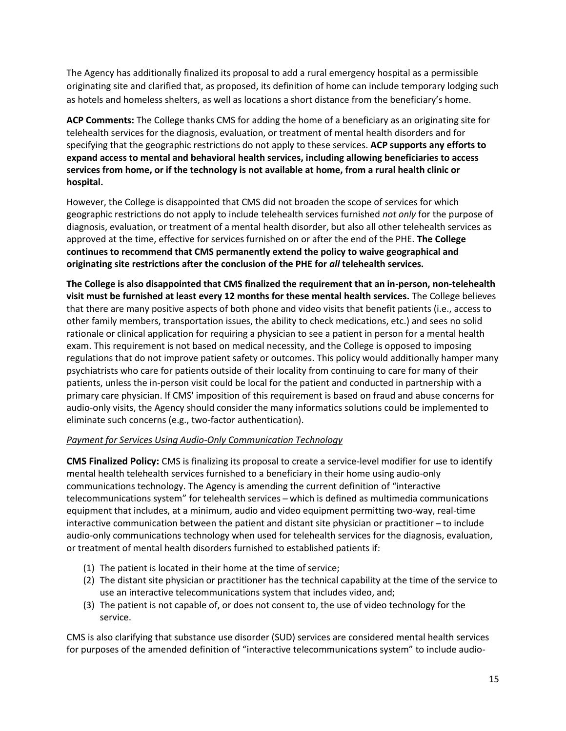The Agency has additionally finalized its proposal to add a rural emergency hospital as a permissible originating site and clarified that, as proposed, its definition of home can include temporary lodging such as hotels and homeless shelters, as well as locations a short distance from the beneficiary's home.

**ACP Comments:** The College thanks CMS for adding the home of a beneficiary as an originating site for telehealth services for the diagnosis, evaluation, or treatment of mental health disorders and for specifying that the geographic restrictions do not apply to these services. **ACP supports any efforts to expand access to mental and behavioral health services, including allowing beneficiaries to access services from home, or if the technology is not available at home, from a rural health clinic or hospital.**

However, the College is disappointed that CMS did not broaden the scope of services for which geographic restrictions do not apply to include telehealth services furnished *not only* for the purpose of diagnosis, evaluation, or treatment of a mental health disorder, but also all other telehealth services as approved at the time, effective for services furnished on or after the end of the PHE. **The College continues to recommend that CMS permanently extend the policy to waive geographical and originating site restrictions after the conclusion of the PHE for *all* telehealth services.**

**The College is also disappointed that CMS finalized the requirement that an in-person, non-telehealth visit must be furnished at least every 12 months for these mental health services.** The College believes that there are many positive aspects of both phone and video visits that benefit patients (i.e., access to other family members, transportation issues, the ability to check medications, etc.) and sees no solid rationale or clinical application for requiring a physician to see a patient in person for a mental health exam. This requirement is not based on medical necessity, and the College is opposed to imposing regulations that do not improve patient safety or outcomes. This policy would additionally hamper many psychiatrists who care for patients outside of their locality from continuing to care for many of their patients, unless the in-person visit could be local for the patient and conducted in partnership with a primary care physician. If CMS' imposition of this requirement is based on fraud and abuse concerns for audio-only visits, the Agency should consider the many informatics solutions could be implemented to eliminate such concerns (e.g., two-factor authentication).

*Payment for Services Using Audio-Only Communication Technology*

**CMS Finalized Policy:** CMS is finalizing its proposal to create a service-level modifier for use to identify mental health telehealth services furnished to a beneficiary in their home using audio-only communications technology. The Agency is amending the current definition of "interactive telecommunications system" for telehealth services – which is defined as multimedia communications equipment that includes, at a minimum, audio and video equipment permitting two-way, real-time interactive communication between the patient and distant site physician or practitioner – to include audio-only communications technology when used for telehealth services for the diagnosis, evaluation, or treatment of mental health disorders furnished to established patients if:

1. The patient is located in their home at the time of service;
2. The distant site physician or practitioner has the technical capability at the time of the service to use an interactive telecommunications system that includes video, and;
3. The patient is not capable of, or does not consent to, the use of video technology for the service.

CMS is also clarifying that substance use disorder (SUD) services are considered mental health services for purposes of the amended definition of "interactive telecommunications system" to include audio-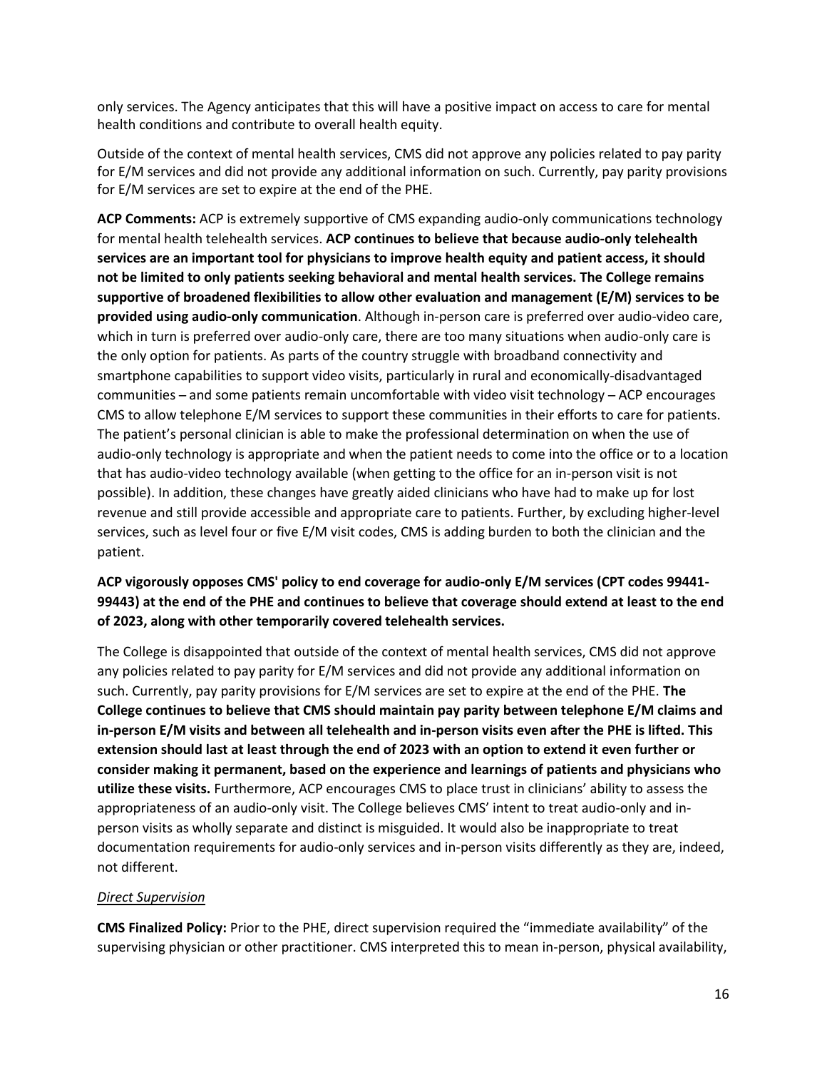only services. The Agency anticipates that this will have a positive impact on access to care for mental health conditions and contribute to overall health equity.

Outside of the context of mental health services, CMS did not approve any policies related to pay parity for E/M services and did not provide any additional information on such. Currently, pay parity provisions for E/M services are set to expire at the end of the PHE.

**ACP Comments:** ACP is extremely supportive of CMS expanding audio-only communications technology for mental health telehealth services. **ACP continues to believe that because audio-only telehealth services are an important tool for physicians to improve health equity and patient access, it should not be limited to only patients seeking behavioral and mental health services. The College remains supportive of broadened flexibilities to allow other evaluation and management (E/M) services to be provided using audio-only communication**. Although in-person care is preferred over audio-video care, which in turn is preferred over audio-only care, there are too many situations when audio-only care is the only option for patients. As parts of the country struggle with broadband connectivity and smartphone capabilities to support video visits, particularly in rural and economically-disadvantaged communities – and some patients remain uncomfortable with video visit technology – ACP encourages CMS to allow telephone E/M services to support these communities in their efforts to care for patients. The patient's personal clinician is able to make the professional determination on when the use of audio-only technology is appropriate and when the patient needs to come into the office or to a location that has audio-video technology available (when getting to the office for an in-person visit is not possible). In addition, these changes have greatly aided clinicians who have had to make up for lost revenue and still provide accessible and appropriate care to patients. Further, by excluding higher-level services, such as level four or five E/M visit codes, CMS is adding burden to both the clinician and the patient.

**ACP vigorously opposes CMS' policy to end coverage for audio-only E/M services (CPT codes 99441-99443) at the end of the PHE and continues to believe that coverage should extend at least to the end of 2023, along with other temporarily covered telehealth services.**

The College is disappointed that outside of the context of mental health services, CMS did not approve any policies related to pay parity for E/M services and did not provide any additional information on such. Currently, pay parity provisions for E/M services are set to expire at the end of the PHE. **The College continues to believe that CMS should maintain pay parity between telephone E/M claims and in-person E/M visits and between all telehealth and in-person visits even after the PHE is lifted. This extension should last at least through the end of 2023 with an option to extend it even further or consider making it permanent, based on the experience and learnings of patients and physicians who utilize these visits.** Furthermore, ACP encourages CMS to place trust in clinicians' ability to assess the appropriateness of an audio-only visit. The College believes CMS' intent to treat audio-only and in-person visits as wholly separate and distinct is misguided. It would also be inappropriate to treat documentation requirements for audio-only services and in-person visits differently as they are, indeed, not different.

*Direct Supervision*

**CMS Finalized Policy:** Prior to the PHE, direct supervision required the "immediate availability" of the supervising physician or other practitioner. CMS interpreted this to mean in-person, physical availability,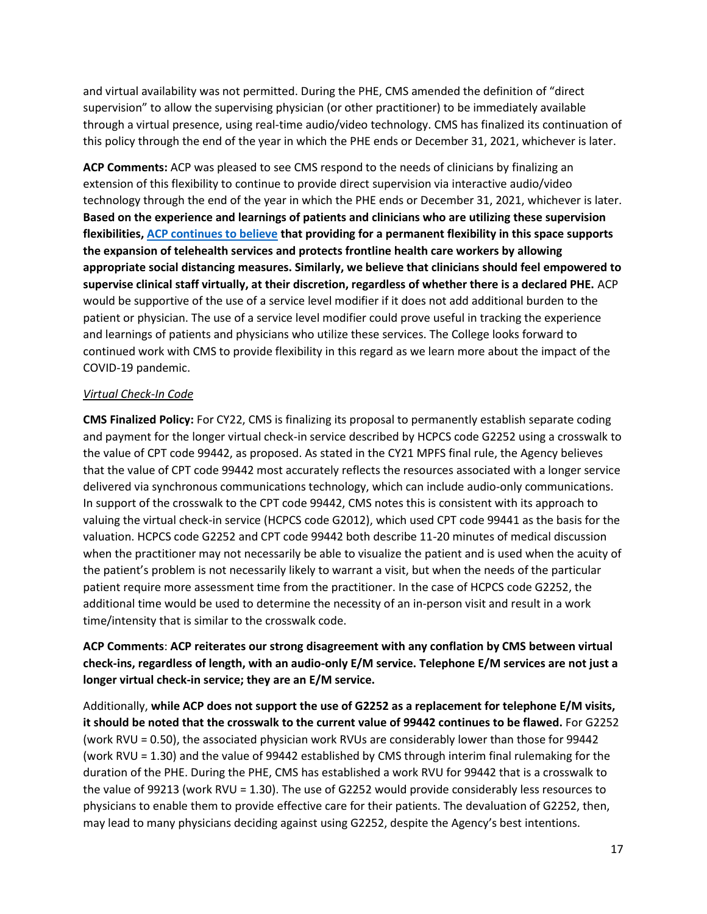and virtual availability was not permitted. During the PHE, CMS amended the definition of "direct supervision" to allow the supervising physician (or other practitioner) to be immediately available through a virtual presence, using real-time audio/video technology. CMS has finalized its continuation of this policy through the end of the year in which the PHE ends or December 31, 2021, whichever is later.

**ACP Comments:** ACP was pleased to see CMS respond to the needs of clinicians by finalizing an extension of this flexibility to continue to provide direct supervision via interactive audio/video technology through the end of the year in which the PHE ends or December 31, 2021, whichever is later. **Based on the experience and learnings of patients and clinicians who are utilizing these supervision flexibilities, ACP continues to believe that providing for a permanent flexibility in this space supports the expansion of telehealth services and protects frontline health care workers by allowing appropriate social distancing measures. Similarly, we believe that clinicians should feel empowered to supervise clinical staff virtually, at their discretion, regardless of whether there is a declared PHE.** ACP would be supportive of the use of a service level modifier if it does not add additional burden to the patient or physician. The use of a service level modifier could prove useful in tracking the experience and learnings of patients and physicians who utilize these services. The College looks forward to continued work with CMS to provide flexibility in this regard as we learn more about the impact of the COVID-19 pandemic.

*Virtual Check-In Code*

**CMS Finalized Policy:** For CY22, CMS is finalizing its proposal to permanently establish separate coding and payment for the longer virtual check-in service described by HCPCS code G2252 using a crosswalk to the value of CPT code 99442, as proposed. As stated in the CY21 MPFS final rule, the Agency believes that the value of CPT code 99442 most accurately reflects the resources associated with a longer service delivered via synchronous communications technology, which can include audio-only communications. In support of the crosswalk to the CPT code 99442, CMS notes this is consistent with its approach to valuing the virtual check-in service (HCPCS code G2012), which used CPT code 99441 as the basis for the valuation. HCPCS code G2252 and CPT code 99442 both describe 11-20 minutes of medical discussion when the practitioner may not necessarily be able to visualize the patient and is used when the acuity of the patient's problem is not necessarily likely to warrant a visit, but when the needs of the particular patient require more assessment time from the practitioner. In the case of HCPCS code G2252, the additional time would be used to determine the necessity of an in-person visit and result in a work time/intensity that is similar to the crosswalk code.

**ACP Comments**: **ACP reiterates our strong disagreement with any conflation by CMS between virtual check-ins, regardless of length, with an audio-only E/M service. Telephone E/M services are not just a longer virtual check-in service; they are an E/M service.**

Additionally, **while ACP does not support the use of G2252 as a replacement for telephone E/M visits, it should be noted that the crosswalk to the current value of 99442 continues to be flawed.** For G2252 (work RVU = 0.50), the associated physician work RVUs are considerably lower than those for 99442 (work RVU = 1.30) and the value of 99442 established by CMS through interim final rulemaking for the duration of the PHE. During the PHE, CMS has established a work RVU for 99442 that is a crosswalk to the value of 99213 (work RVU = 1.30). The use of G2252 would provide considerably less resources to physicians to enable them to provide effective care for their patients. The devaluation of G2252, then, may lead to many physicians deciding against using G2252, despite the Agency's best intentions.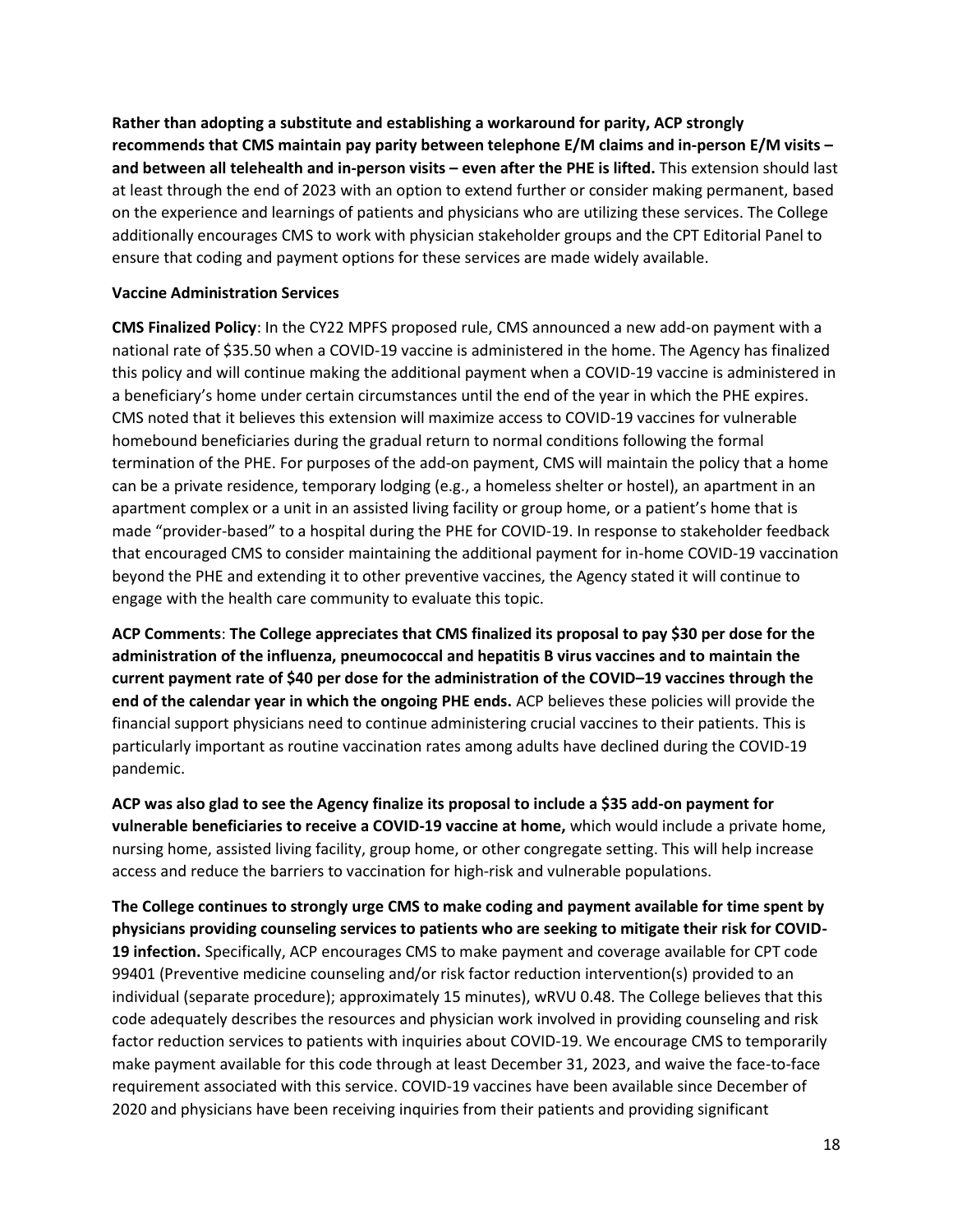**Rather than adopting a substitute and establishing a workaround for parity, ACP strongly recommends that CMS maintain pay parity between telephone E/M claims and in-person E/M visits – and between all telehealth and in-person visits – even after the PHE is lifted.** This extension should last at least through the end of 2023 with an option to extend further or consider making permanent, based on the experience and learnings of patients and physicians who are utilizing these services. The College additionally encourages CMS to work with physician stakeholder groups and the CPT Editorial Panel to ensure that coding and payment options for these services are made widely available.

**Vaccine Administration Services**

**CMS Finalized Policy**: In the CY22 MPFS proposed rule, CMS announced a new add-on payment with a national rate of $35.50 when a COVID-19 vaccine is administered in the home. The Agency has finalized this policy and will continue making the additional payment when a COVID-19 vaccine is administered in a beneficiary's home under certain circumstances until the end of the year in which the PHE expires. CMS noted that it believes this extension will maximize access to COVID-19 vaccines for vulnerable homebound beneficiaries during the gradual return to normal conditions following the formal termination of the PHE. For purposes of the add-on payment, CMS will maintain the policy that a home can be a private residence, temporary lodging (e.g., a homeless shelter or hostel), an apartment in an apartment complex or a unit in an assisted living facility or group home, or a patient's home that is made "provider-based" to a hospital during the PHE for COVID-19. In response to stakeholder feedback that encouraged CMS to consider maintaining the additional payment for in-home COVID-19 vaccination beyond the PHE and extending it to other preventive vaccines, the Agency stated it will continue to engage with the health care community to evaluate this topic.

**ACP Comments**: **The College appreciates that CMS finalized its proposal to pay $30 per dose for the administration of the influenza, pneumococcal and hepatitis B virus vaccines and to maintain the current payment rate of $40 per dose for the administration of the COVID–19 vaccines through the end of the calendar year in which the ongoing PHE ends.** ACP believes these policies will provide the financial support physicians need to continue administering crucial vaccines to their patients. This is particularly important as routine vaccination rates among adults have declined during the COVID-19 pandemic.

**ACP was also glad to see the Agency finalize its proposal to include a $35 add-on payment for vulnerable beneficiaries to receive a COVID-19 vaccine at home,** which would include a private home, nursing home, assisted living facility, group home, or other congregate setting. This will help increase access and reduce the barriers to vaccination for high-risk and vulnerable populations.

**The College continues to strongly urge CMS to make coding and payment available for time spent by physicians providing counseling services to patients who are seeking to mitigate their risk for COVID-19 infection.** Specifically, ACP encourages CMS to make payment and coverage available for CPT code 99401 (Preventive medicine counseling and/or risk factor reduction intervention(s) provided to an individual (separate procedure); approximately 15 minutes), wRVU 0.48. The College believes that this code adequately describes the resources and physician work involved in providing counseling and risk factor reduction services to patients with inquiries about COVID-19. We encourage CMS to temporarily make payment available for this code through at least December 31, 2023, and waive the face-to-face requirement associated with this service. COVID-19 vaccines have been available since December of 2020 and physicians have been receiving inquiries from their patients and providing significant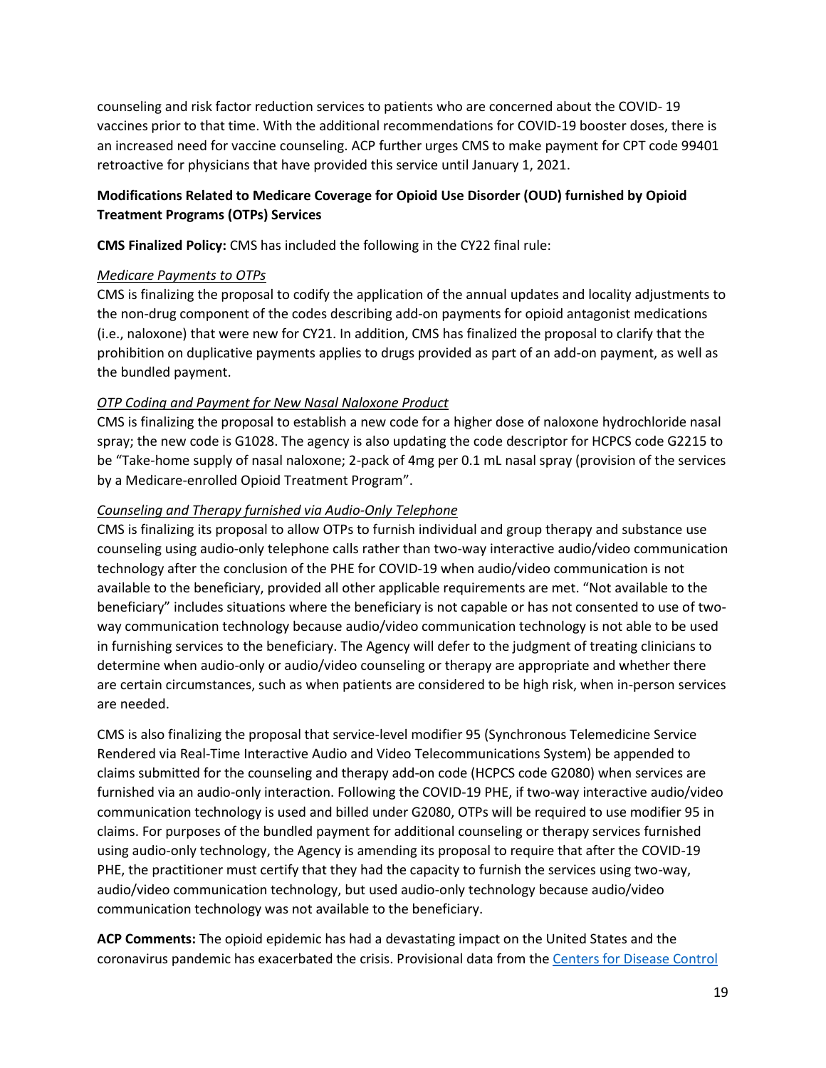counseling and risk factor reduction services to patients who are concerned about the COVID- 19 vaccines prior to that time. With the additional recommendations for COVID-19 booster doses, there is an increased need for vaccine counseling. ACP further urges CMS to make payment for CPT code 99401 retroactive for physicians that have provided this service until January 1, 2021.

**Modifications Related to Medicare Coverage for Opioid Use Disorder (OUD) furnished by Opioid Treatment Programs (OTPs) Services**

**CMS Finalized Policy:** CMS has included the following in the CY22 final rule:

*Medicare Payments to OTPs*

CMS is finalizing the proposal to codify the application of the annual updates and locality adjustments to the non-drug component of the codes describing add-on payments for opioid antagonist medications (i.e., naloxone) that were new for CY21. In addition, CMS has finalized the proposal to clarify that the prohibition on duplicative payments applies to drugs provided as part of an add-on payment, as well as the bundled payment.

*OTP Coding and Payment for New Nasal Naloxone Product*

CMS is finalizing the proposal to establish a new code for a higher dose of naloxone hydrochloride nasal spray; the new code is G1028. The agency is also updating the code descriptor for HCPCS code G2215 to be "Take-home supply of nasal naloxone; 2-pack of 4mg per 0.1 mL nasal spray (provision of the services by a Medicare-enrolled Opioid Treatment Program".

*Counseling and Therapy furnished via Audio-Only Telephone*

CMS is finalizing its proposal to allow OTPs to furnish individual and group therapy and substance use counseling using audio-only telephone calls rather than two-way interactive audio/video communication technology after the conclusion of the PHE for COVID-19 when audio/video communication is not available to the beneficiary, provided all other applicable requirements are met. "Not available to the beneficiary" includes situations where the beneficiary is not capable or has not consented to use of two-way communication technology because audio/video communication technology is not able to be used in furnishing services to the beneficiary. The Agency will defer to the judgment of treating clinicians to determine when audio-only or audio/video counseling or therapy are appropriate and whether there are certain circumstances, such as when patients are considered to be high risk, when in-person services are needed.

CMS is also finalizing the proposal that service-level modifier 95 (Synchronous Telemedicine Service Rendered via Real-Time Interactive Audio and Video Telecommunications System) be appended to claims submitted for the counseling and therapy add-on code (HCPCS code G2080) when services are furnished via an audio-only interaction. Following the COVID-19 PHE, if two-way interactive audio/video communication technology is used and billed under G2080, OTPs will be required to use modifier 95 in claims. For purposes of the bundled payment for additional counseling or therapy services furnished using audio-only technology, the Agency is amending its proposal to require that after the COVID-19 PHE, the practitioner must certify that they had the capacity to furnish the services using two-way, audio/video communication technology, but used audio-only technology because audio/video communication technology was not available to the beneficiary.

**ACP Comments:** The opioid epidemic has had a devastating impact on the United States and the coronavirus pandemic has exacerbated the crisis. Provisional data from the Centers for Disease Control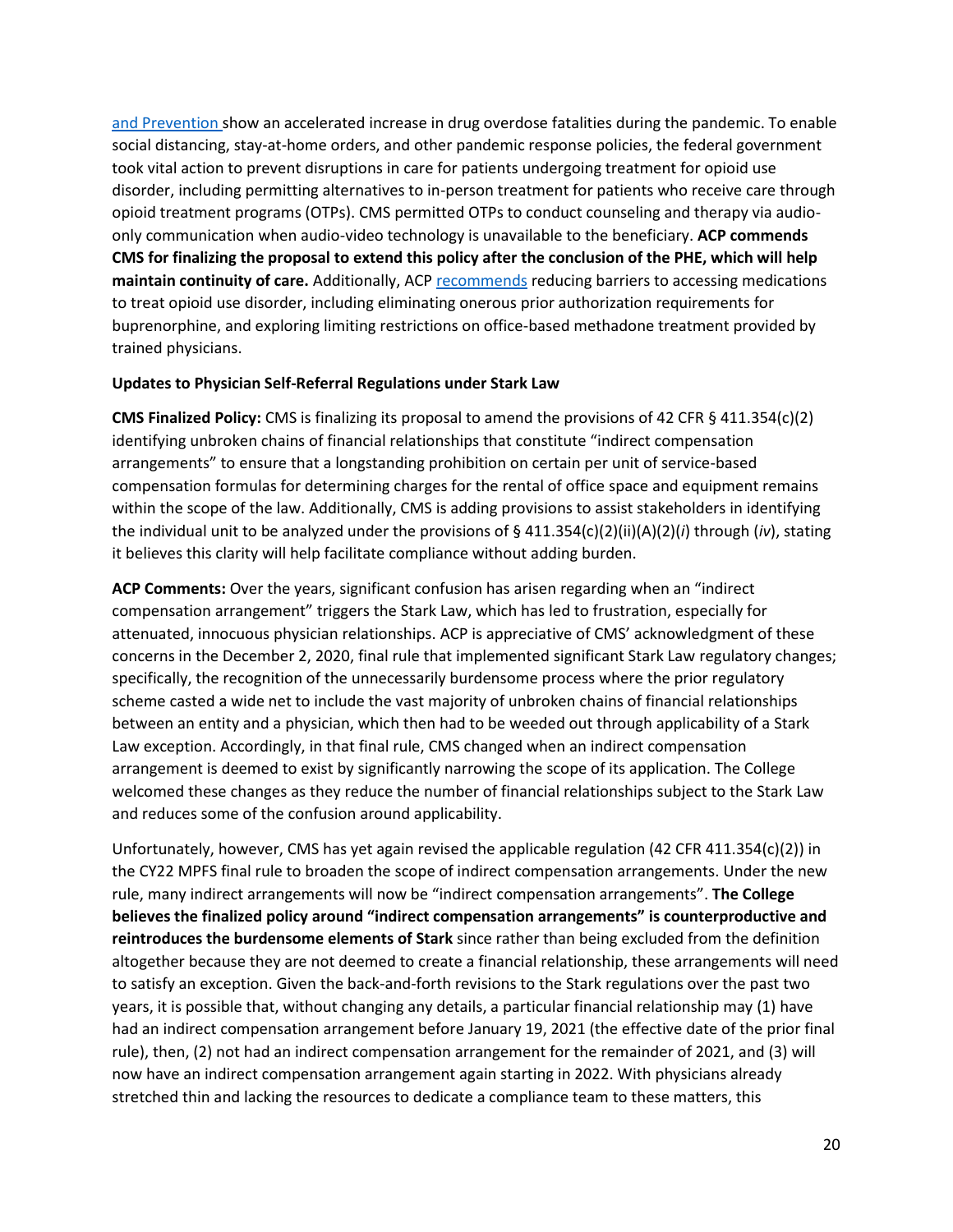and Prevention show an accelerated increase in drug overdose fatalities during the pandemic. To enable social distancing, stay-at-home orders, and other pandemic response policies, the federal government took vital action to prevent disruptions in care for patients undergoing treatment for opioid use disorder, including permitting alternatives to in-person treatment for patients who receive care through opioid treatment programs (OTPs). CMS permitted OTPs to conduct counseling and therapy via audio-only communication when audio-video technology is unavailable to the beneficiary. **ACP commends CMS for finalizing the proposal to extend this policy after the conclusion of the PHE, which will help maintain continuity of care.** Additionally, ACP recommends reducing barriers to accessing medications to treat opioid use disorder, including eliminating onerous prior authorization requirements for buprenorphine, and exploring limiting restrictions on office-based methadone treatment provided by trained physicians.

**Updates to Physician Self-Referral Regulations under Stark Law**

**CMS Finalized Policy:** CMS is finalizing its proposal to amend the provisions of 42 CFR § 411.354(c)(2) identifying unbroken chains of financial relationships that constitute "indirect compensation arrangements" to ensure that a longstanding prohibition on certain per unit of service-based compensation formulas for determining charges for the rental of office space and equipment remains within the scope of the law. Additionally, CMS is adding provisions to assist stakeholders in identifying the individual unit to be analyzed under the provisions of § 411.354(c)(2)(ii)(A)(2)(*i*) through (*iv*), stating it believes this clarity will help facilitate compliance without adding burden.

**ACP Comments:** Over the years, significant confusion has arisen regarding when an "indirect compensation arrangement" triggers the Stark Law, which has led to frustration, especially for attenuated, innocuous physician relationships. ACP is appreciative of CMS' acknowledgment of these concerns in the December 2, 2020, final rule that implemented significant Stark Law regulatory changes; specifically, the recognition of the unnecessarily burdensome process where the prior regulatory scheme casted a wide net to include the vast majority of unbroken chains of financial relationships between an entity and a physician, which then had to be weeded out through applicability of a Stark Law exception. Accordingly, in that final rule, CMS changed when an indirect compensation arrangement is deemed to exist by significantly narrowing the scope of its application. The College welcomed these changes as they reduce the number of financial relationships subject to the Stark Law and reduces some of the confusion around applicability.

Unfortunately, however, CMS has yet again revised the applicable regulation (42 CFR 411.354(c)(2)) in the CY22 MPFS final rule to broaden the scope of indirect compensation arrangements. Under the new rule, many indirect arrangements will now be "indirect compensation arrangements". **The College believes the finalized policy around "indirect compensation arrangements" is counterproductive and reintroduces the burdensome elements of Stark** since rather than being excluded from the definition altogether because they are not deemed to create a financial relationship, these arrangements will need to satisfy an exception. Given the back-and-forth revisions to the Stark regulations over the past two years, it is possible that, without changing any details, a particular financial relationship may (1) have had an indirect compensation arrangement before January 19, 2021 (the effective date of the prior final rule), then, (2) not had an indirect compensation arrangement for the remainder of 2021, and (3) will now have an indirect compensation arrangement again starting in 2022. With physicians already stretched thin and lacking the resources to dedicate a compliance team to these matters, this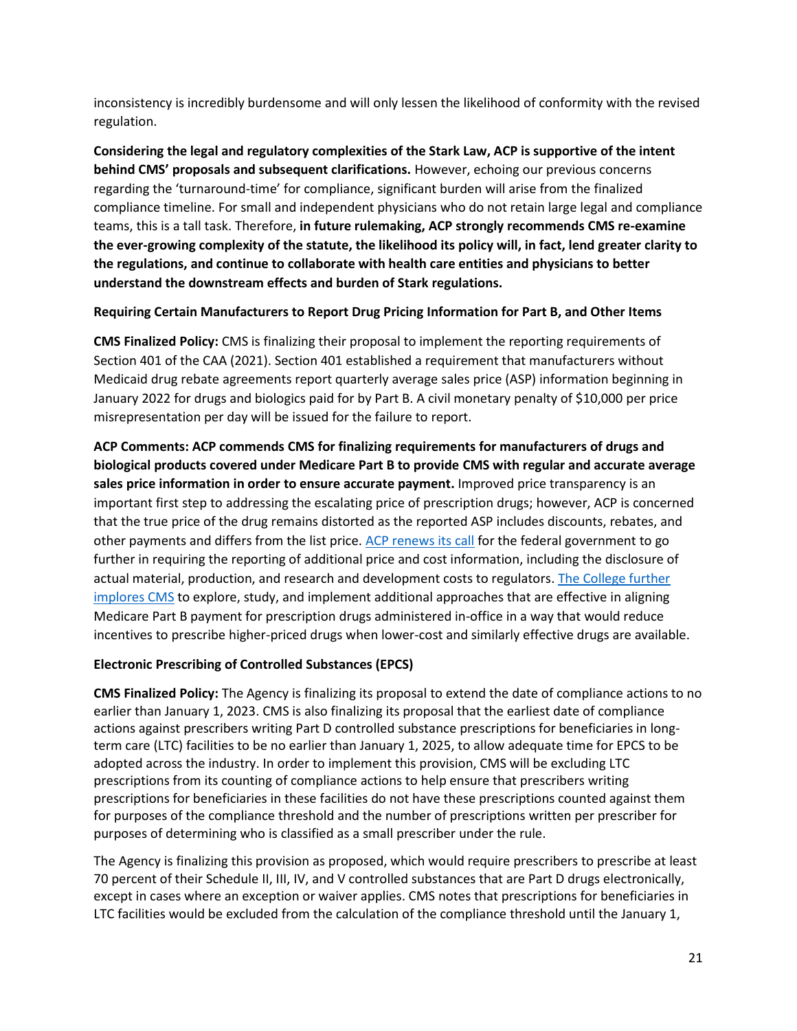inconsistency is incredibly burdensome and will only lessen the likelihood of conformity with the revised regulation.

**Considering the legal and regulatory complexities of the Stark Law, ACP is supportive of the intent behind CMS' proposals and subsequent clarifications.** However, echoing our previous concerns regarding the 'turnaround-time' for compliance, significant burden will arise from the finalized compliance timeline. For small and independent physicians who do not retain large legal and compliance teams, this is a tall task. Therefore, **in future rulemaking, ACP strongly recommends CMS re-examine the ever-growing complexity of the statute, the likelihood its policy will, in fact, lend greater clarity to the regulations, and continue to collaborate with health care entities and physicians to better understand the downstream effects and burden of Stark regulations.**

### Requiring Certain Manufacturers to Report Drug Pricing Information for Part B, and Other Items

**CMS Finalized Policy:** CMS is finalizing their proposal to implement the reporting requirements of Section 401 of the CAA (2021). Section 401 established a requirement that manufacturers without Medicaid drug rebate agreements report quarterly average sales price (ASP) information beginning in January 2022 for drugs and biologics paid for by Part B. A civil monetary penalty of $10,000 per price misrepresentation per day will be issued for the failure to report.

**ACP Comments: ACP commends CMS for finalizing requirements for manufacturers of drugs and biological products covered under Medicare Part B to provide CMS with regular and accurate average sales price information in order to ensure accurate payment.** Improved price transparency is an important first step to addressing the escalating price of prescription drugs; however, ACP is concerned that the true price of the drug remains distorted as the reported ASP includes discounts, rebates, and other payments and differs from the list price. ACP renews its call for the federal government to go further in requiring the reporting of additional price and cost information, including the disclosure of actual material, production, and research and development costs to regulators. The College further implores CMS to explore, study, and implement additional approaches that are effective in aligning Medicare Part B payment for prescription drugs administered in-office in a way that would reduce incentives to prescribe higher-priced drugs when lower-cost and similarly effective drugs are available.

### Electronic Prescribing of Controlled Substances (EPCS)

**CMS Finalized Policy:** The Agency is finalizing its proposal to extend the date of compliance actions to no earlier than January 1, 2023. CMS is also finalizing its proposal that the earliest date of compliance actions against prescribers writing Part D controlled substance prescriptions for beneficiaries in long-term care (LTC) facilities to be no earlier than January 1, 2025, to allow adequate time for EPCS to be adopted across the industry. In order to implement this provision, CMS will be excluding LTC prescriptions from its counting of compliance actions to help ensure that prescribers writing prescriptions for beneficiaries in these facilities do not have these prescriptions counted against them for purposes of the compliance threshold and the number of prescriptions written per prescriber for purposes of determining who is classified as a small prescriber under the rule.

The Agency is finalizing this provision as proposed, which would require prescribers to prescribe at least 70 percent of their Schedule II, III, IV, and V controlled substances that are Part D drugs electronically, except in cases where an exception or waiver applies. CMS notes that prescriptions for beneficiaries in LTC facilities would be excluded from the calculation of the compliance threshold until the January 1,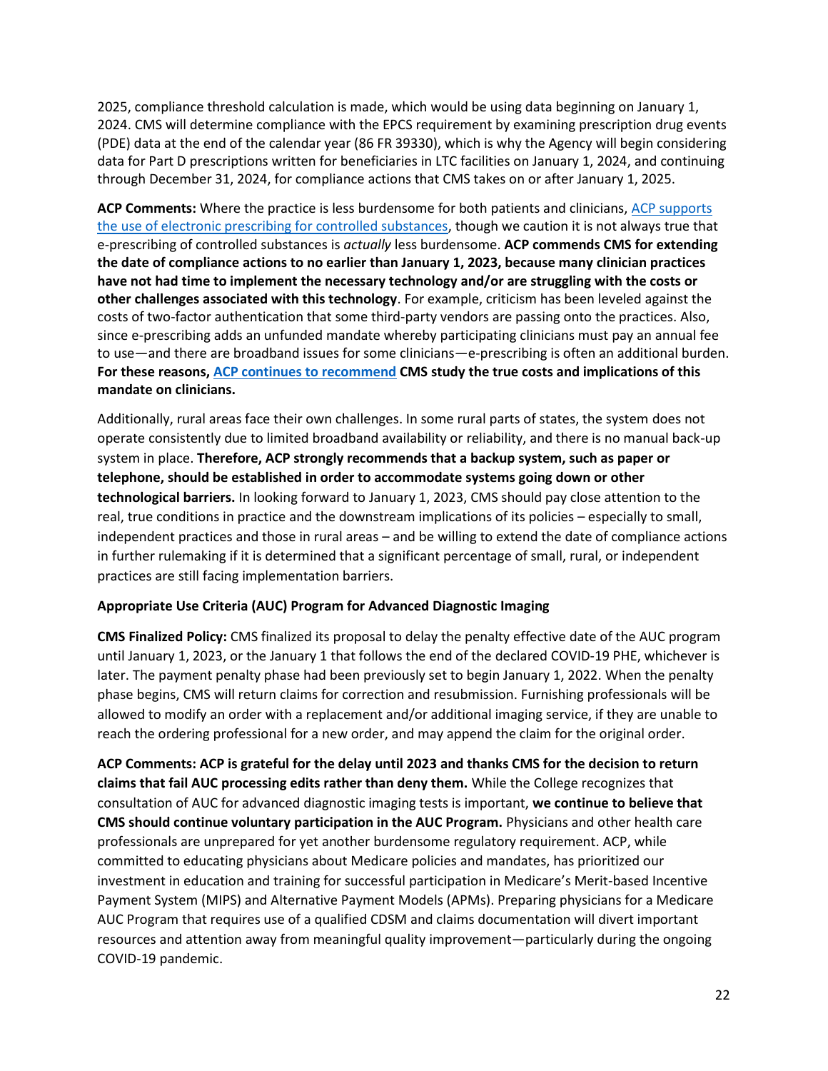2025, compliance threshold calculation is made, which would be using data beginning on January 1, 2024. CMS will determine compliance with the EPCS requirement by examining prescription drug events (PDE) data at the end of the calendar year (86 FR 39330), which is why the Agency will begin considering data for Part D prescriptions written for beneficiaries in LTC facilities on January 1, 2024, and continuing through December 31, 2024, for compliance actions that CMS takes on or after January 1, 2025.

**ACP Comments:** Where the practice is less burdensome for both patients and clinicians, ACP supports the use of electronic prescribing for controlled substances, though we caution it is not always true that e-prescribing of controlled substances is *actually* less burdensome. **ACP commends CMS for extending the date of compliance actions to no earlier than January 1, 2023, because many clinician practices have not had time to implement the necessary technology and/or are struggling with the costs or other challenges associated with this technology**. For example, criticism has been leveled against the costs of two-factor authentication that some third-party vendors are passing onto the practices. Also, since e-prescribing adds an unfunded mandate whereby participating clinicians must pay an annual fee to use—and there are broadband issues for some clinicians—e-prescribing is often an additional burden. **For these reasons, ACP continues to recommend CMS study the true costs and implications of this mandate on clinicians.**

Additionally, rural areas face their own challenges. In some rural parts of states, the system does not operate consistently due to limited broadband availability or reliability, and there is no manual back-up system in place. **Therefore, ACP strongly recommends that a backup system, such as paper or telephone, should be established in order to accommodate systems going down or other technological barriers.** In looking forward to January 1, 2023, CMS should pay close attention to the real, true conditions in practice and the downstream implications of its policies – especially to small, independent practices and those in rural areas – and be willing to extend the date of compliance actions in further rulemaking if it is determined that a significant percentage of small, rural, or independent practices are still facing implementation barriers.

**Appropriate Use Criteria (AUC) Program for Advanced Diagnostic Imaging**

**CMS Finalized Policy:** CMS finalized its proposal to delay the penalty effective date of the AUC program until January 1, 2023, or the January 1 that follows the end of the declared COVID-19 PHE, whichever is later. The payment penalty phase had been previously set to begin January 1, 2022. When the penalty phase begins, CMS will return claims for correction and resubmission. Furnishing professionals will be allowed to modify an order with a replacement and/or additional imaging service, if they are unable to reach the ordering professional for a new order, and may append the claim for the original order.

**ACP Comments: ACP is grateful for the delay until 2023 and thanks CMS for the decision to return claims that fail AUC processing edits rather than deny them.** While the College recognizes that consultation of AUC for advanced diagnostic imaging tests is important, **we continue to believe that CMS should continue voluntary participation in the AUC Program.** Physicians and other health care professionals are unprepared for yet another burdensome regulatory requirement. ACP, while committed to educating physicians about Medicare policies and mandates, has prioritized our investment in education and training for successful participation in Medicare's Merit-based Incentive Payment System (MIPS) and Alternative Payment Models (APMs). Preparing physicians for a Medicare AUC Program that requires use of a qualified CDSM and claims documentation will divert important resources and attention away from meaningful quality improvement—particularly during the ongoing COVID-19 pandemic.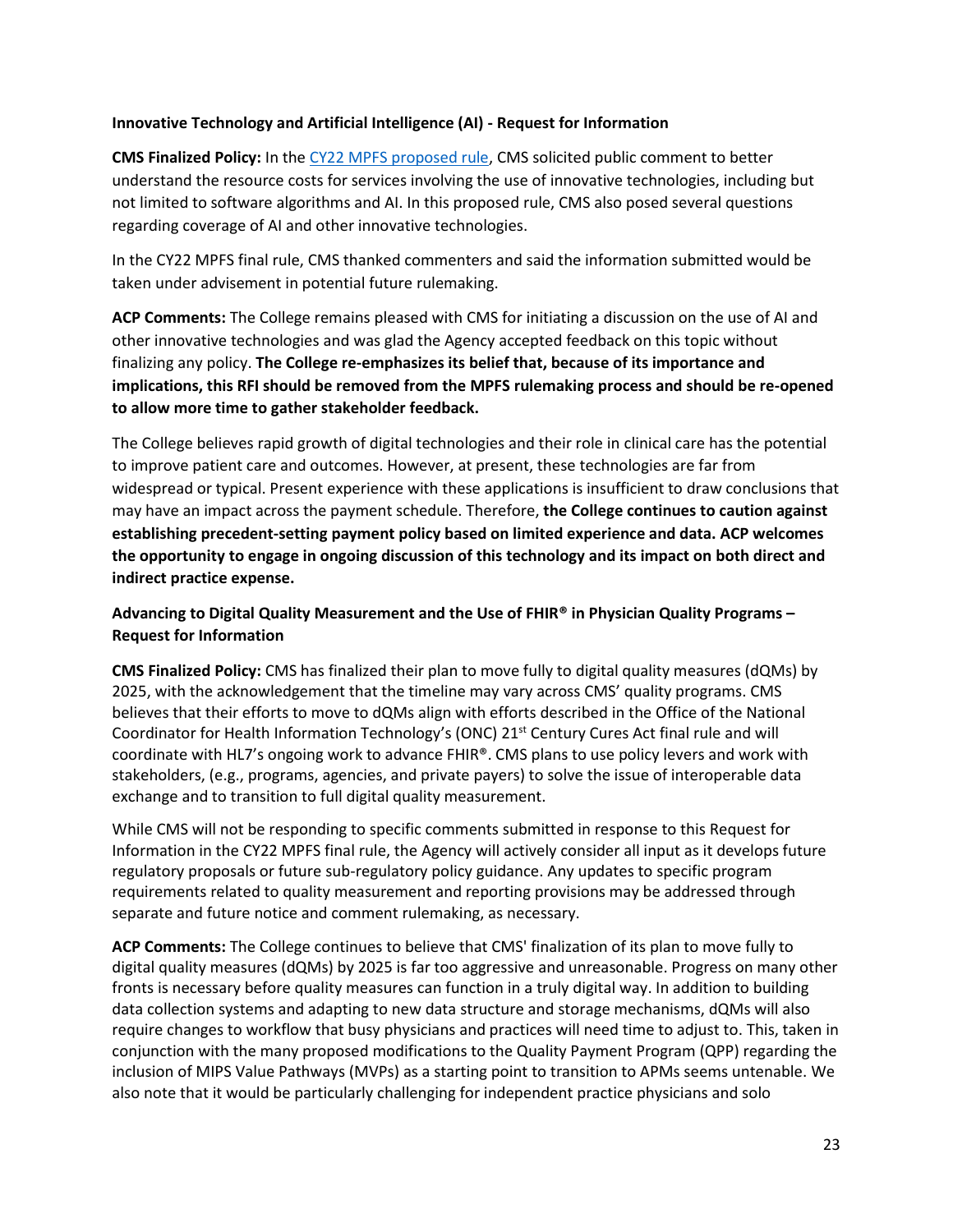**Innovative Technology and Artificial Intelligence (AI) - Request for Information**

**CMS Finalized Policy:** In the [CY22 MPFS proposed rule](), CMS solicited public comment to better understand the resource costs for services involving the use of innovative technologies, including but not limited to software algorithms and AI. In this proposed rule, CMS also posed several questions regarding coverage of AI and other innovative technologies.

In the CY22 MPFS final rule, CMS thanked commenters and said the information submitted would be taken under advisement in potential future rulemaking.

**ACP Comments:** The College remains pleased with CMS for initiating a discussion on the use of AI and other innovative technologies and was glad the Agency accepted feedback on this topic without finalizing any policy. **The College re-emphasizes its belief that, because of its importance and implications, this RFI should be removed from the MPFS rulemaking process and should be re-opened to allow more time to gather stakeholder feedback.**

The College believes rapid growth of digital technologies and their role in clinical care has the potential to improve patient care and outcomes. However, at present, these technologies are far from widespread or typical. Present experience with these applications is insufficient to draw conclusions that may have an impact across the payment schedule. Therefore, **the College continues to caution against establishing precedent-setting payment policy based on limited experience and data. ACP welcomes the opportunity to engage in ongoing discussion of this technology and its impact on both direct and indirect practice expense.**

**Advancing to Digital Quality Measurement and the Use of FHIR® in Physician Quality Programs – Request for Information**

**CMS Finalized Policy:** CMS has finalized their plan to move fully to digital quality measures (dQMs) by 2025, with the acknowledgement that the timeline may vary across CMS' quality programs. CMS believes that their efforts to move to dQMs align with efforts described in the Office of the National Coordinator for Health Information Technology's (ONC) 21st Century Cures Act final rule and will coordinate with HL7's ongoing work to advance FHIR®. CMS plans to use policy levers and work with stakeholders, (e.g., programs, agencies, and private payers) to solve the issue of interoperable data exchange and to transition to full digital quality measurement.

While CMS will not be responding to specific comments submitted in response to this Request for Information in the CY22 MPFS final rule, the Agency will actively consider all input as it develops future regulatory proposals or future sub-regulatory policy guidance. Any updates to specific program requirements related to quality measurement and reporting provisions may be addressed through separate and future notice and comment rulemaking, as necessary.

**ACP Comments:** The College continues to believe that CMS' finalization of its plan to move fully to digital quality measures (dQMs) by 2025 is far too aggressive and unreasonable. Progress on many other fronts is necessary before quality measures can function in a truly digital way. In addition to building data collection systems and adapting to new data structure and storage mechanisms, dQMs will also require changes to workflow that busy physicians and practices will need time to adjust to. This, taken in conjunction with the many proposed modifications to the Quality Payment Program (QPP) regarding the inclusion of MIPS Value Pathways (MVPs) as a starting point to transition to APMs seems untenable. We also note that it would be particularly challenging for independent practice physicians and solo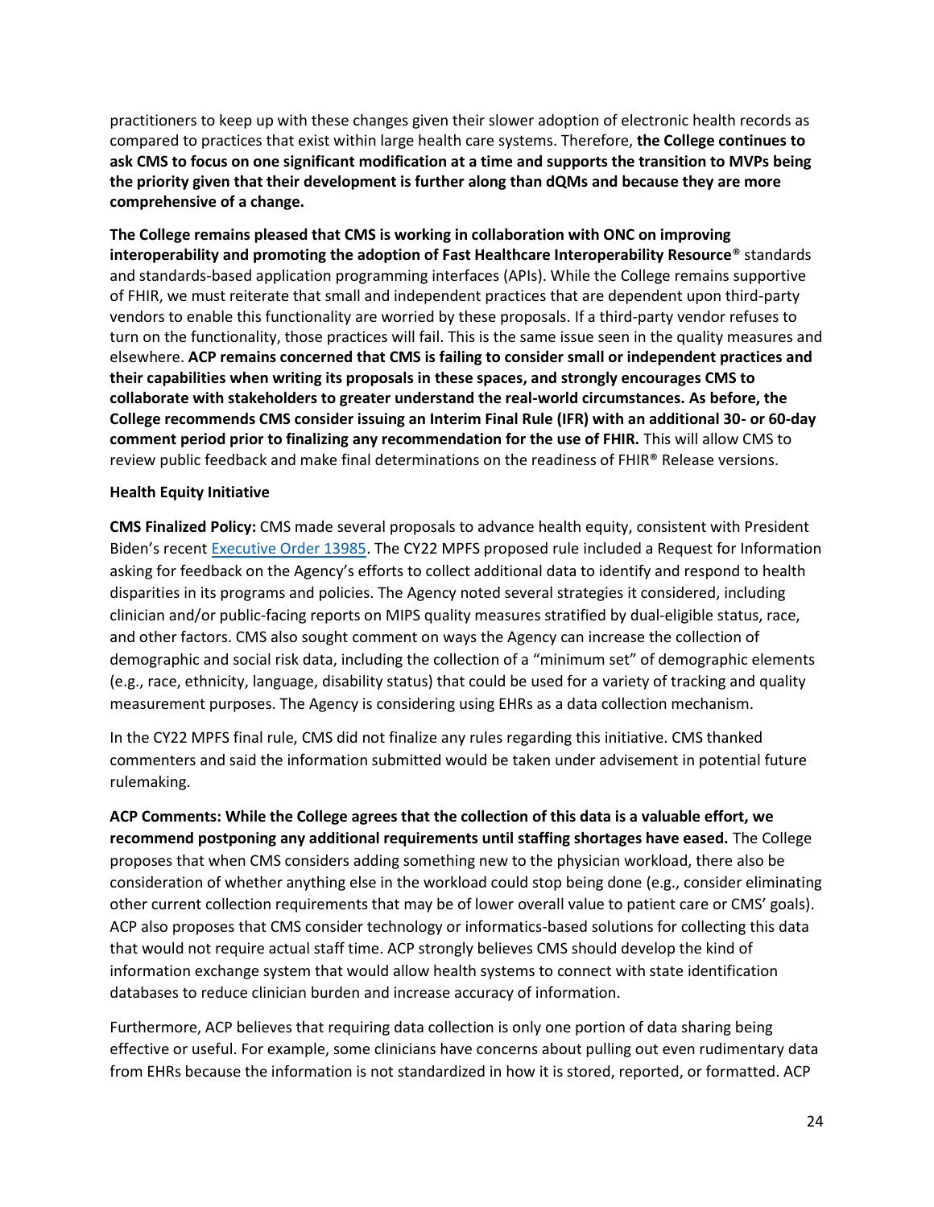practitioners to keep up with these changes given their slower adoption of electronic health records as compared to practices that exist within large health care systems. Therefore, **the College continues to ask CMS to focus on one significant modification at a time and supports the transition to MVPs being the priority given that their development is further along than dQMs and because they are more comprehensive of a change.**

**The College remains pleased that CMS is working in collaboration with ONC on improving interoperability and promoting the adoption of Fast Healthcare Interoperability Resource**® standards and standards-based application programming interfaces (APIs). While the College remains supportive of FHIR, we must reiterate that small and independent practices that are dependent upon third-party vendors to enable this functionality are worried by these proposals. If a third-party vendor refuses to turn on the functionality, those practices will fail. This is the same issue seen in the quality measures and elsewhere. **ACP remains concerned that CMS is failing to consider small or independent practices and their capabilities when writing its proposals in these spaces, and strongly encourages CMS to collaborate with stakeholders to greater understand the real-world circumstances. As before, the College recommends CMS consider issuing an Interim Final Rule (IFR) with an additional 30- or 60-day comment period prior to finalizing any recommendation for the use of FHIR.** This will allow CMS to review public feedback and make final determinations on the readiness of FHIR® Release versions.

**Health Equity Initiative**

**CMS Finalized Policy:** CMS made several proposals to advance health equity, consistent with President Biden's recent [Executive Order 13985](). The CY22 MPFS proposed rule included a Request for Information asking for feedback on the Agency's efforts to collect additional data to identify and respond to health disparities in its programs and policies. The Agency noted several strategies it considered, including clinician and/or public-facing reports on MIPS quality measures stratified by dual-eligible status, race, and other factors. CMS also sought comment on ways the Agency can increase the collection of demographic and social risk data, including the collection of a "minimum set" of demographic elements (e.g., race, ethnicity, language, disability status) that could be used for a variety of tracking and quality measurement purposes. The Agency is considering using EHRs as a data collection mechanism.

In the CY22 MPFS final rule, CMS did not finalize any rules regarding this initiative. CMS thanked commenters and said the information submitted would be taken under advisement in potential future rulemaking.

**ACP Comments: While the College agrees that the collection of this data is a valuable effort, we recommend postponing any additional requirements until staffing shortages have eased.** The College proposes that when CMS considers adding something new to the physician workload, there also be consideration of whether anything else in the workload could stop being done (e.g., consider eliminating other current collection requirements that may be of lower overall value to patient care or CMS' goals). ACP also proposes that CMS consider technology or informatics-based solutions for collecting this data that would not require actual staff time. ACP strongly believes CMS should develop the kind of information exchange system that would allow health systems to connect with state identification databases to reduce clinician burden and increase accuracy of information.

Furthermore, ACP believes that requiring data collection is only one portion of data sharing being effective or useful. For example, some clinicians have concerns about pulling out even rudimentary data from EHRs because the information is not standardized in how it is stored, reported, or formatted. ACP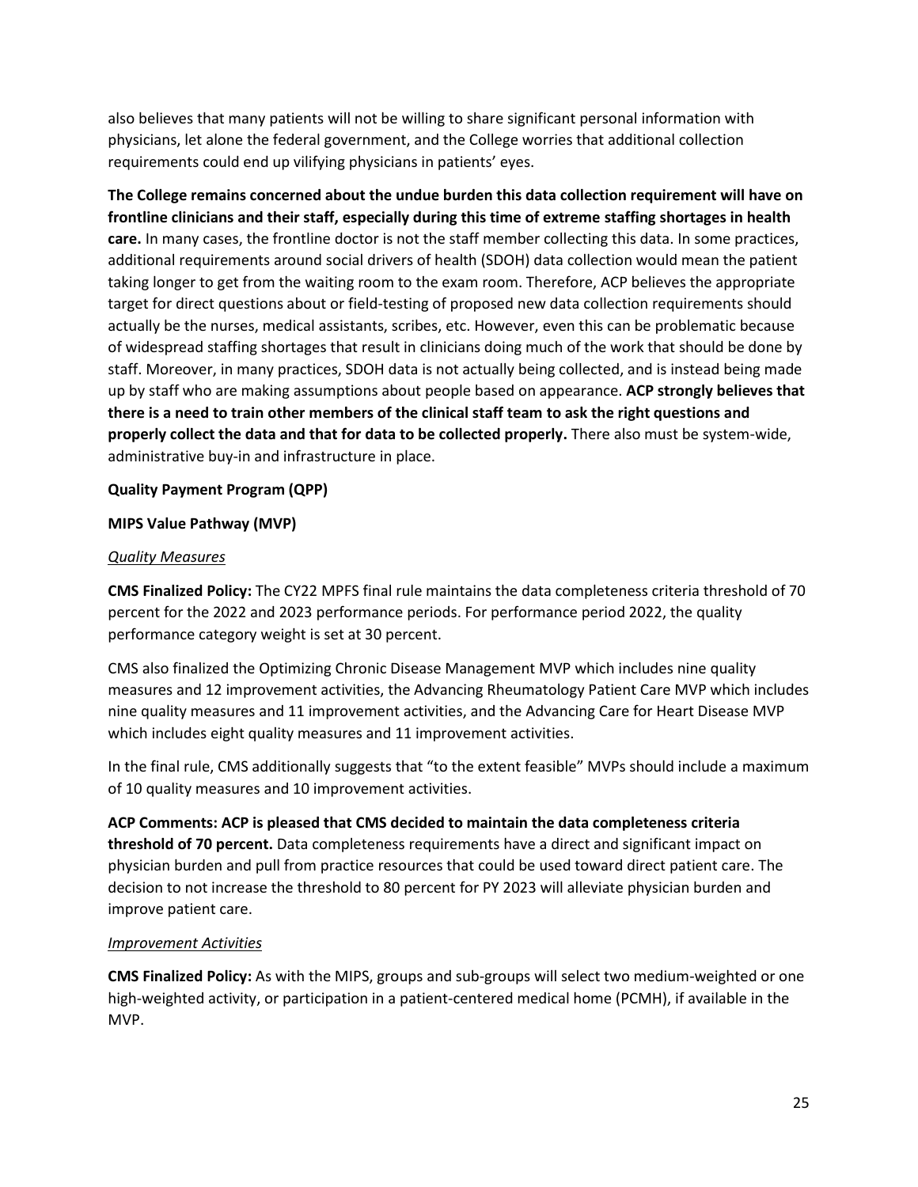also believes that many patients will not be willing to share significant personal information with physicians, let alone the federal government, and the College worries that additional collection requirements could end up vilifying physicians in patients' eyes.

**The College remains concerned about the undue burden this data collection requirement will have on frontline clinicians and their staff, especially during this time of extreme staffing shortages in health care.** In many cases, the frontline doctor is not the staff member collecting this data. In some practices, additional requirements around social drivers of health (SDOH) data collection would mean the patient taking longer to get from the waiting room to the exam room. Therefore, ACP believes the appropriate target for direct questions about or field-testing of proposed new data collection requirements should actually be the nurses, medical assistants, scribes, etc. However, even this can be problematic because of widespread staffing shortages that result in clinicians doing much of the work that should be done by staff. Moreover, in many practices, SDOH data is not actually being collected, and is instead being made up by staff who are making assumptions about people based on appearance. **ACP strongly believes that there is a need to train other members of the clinical staff team to ask the right questions and properly collect the data and that for data to be collected properly.** There also must be system-wide, administrative buy-in and infrastructure in place.

**Quality Payment Program (QPP)**

**MIPS Value Pathway (MVP)**

*Quality Measures*

**CMS Finalized Policy:** The CY22 MPFS final rule maintains the data completeness criteria threshold of 70 percent for the 2022 and 2023 performance periods. For performance period 2022, the quality performance category weight is set at 30 percent.

CMS also finalized the Optimizing Chronic Disease Management MVP which includes nine quality measures and 12 improvement activities, the Advancing Rheumatology Patient Care MVP which includes nine quality measures and 11 improvement activities, and the Advancing Care for Heart Disease MVP which includes eight quality measures and 11 improvement activities.

In the final rule, CMS additionally suggests that "to the extent feasible" MVPs should include a maximum of 10 quality measures and 10 improvement activities.

**ACP Comments: ACP is pleased that CMS decided to maintain the data completeness criteria threshold of 70 percent.** Data completeness requirements have a direct and significant impact on physician burden and pull from practice resources that could be used toward direct patient care. The decision to not increase the threshold to 80 percent for PY 2023 will alleviate physician burden and improve patient care.

*Improvement Activities*

**CMS Finalized Policy:** As with the MIPS, groups and sub-groups will select two medium-weighted or one high-weighted activity, or participation in a patient-centered medical home (PCMH), if available in the MVP.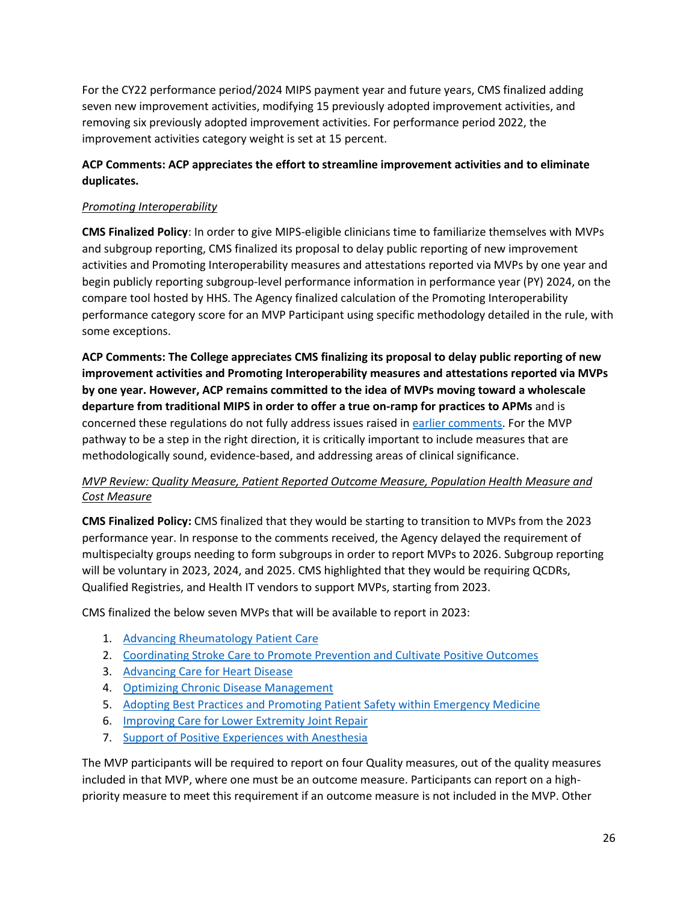For the CY22 performance period/2024 MIPS payment year and future years, CMS finalized adding seven new improvement activities, modifying 15 previously adopted improvement activities, and removing six previously adopted improvement activities. For performance period 2022, the improvement activities category weight is set at 15 percent.

**ACP Comments: ACP appreciates the effort to streamline improvement activities and to eliminate duplicates.**

*Promoting Interoperability*

**CMS Finalized Policy**: In order to give MIPS-eligible clinicians time to familiarize themselves with MVPs and subgroup reporting, CMS finalized its proposal to delay public reporting of new improvement activities and Promoting Interoperability measures and attestations reported via MVPs by one year and begin publicly reporting subgroup-level performance information in performance year (PY) 2024, on the compare tool hosted by HHS. The Agency finalized calculation of the Promoting Interoperability performance category score for an MVP Participant using specific methodology detailed in the rule, with some exceptions.

**ACP Comments: The College appreciates CMS finalizing its proposal to delay public reporting of new improvement activities and Promoting Interoperability measures and attestations reported via MVPs by one year. However, ACP remains committed to the idea of MVPs moving toward a wholescale departure from traditional MIPS in order to offer a true on-ramp for practices to APMs** and is concerned these regulations do not fully address issues raised in earlier comments. For the MVP pathway to be a step in the right direction, it is critically important to include measures that are methodologically sound, evidence-based, and addressing areas of clinical significance.

*MVP Review: Quality Measure, Patient Reported Outcome Measure, Population Health Measure and Cost Measure*

**CMS Finalized Policy:** CMS finalized that they would be starting to transition to MVPs from the 2023 performance year. In response to the comments received, the Agency delayed the requirement of multispecialty groups needing to form subgroups in order to report MVPs to 2026. Subgroup reporting will be voluntary in 2023, 2024, and 2025. CMS highlighted that they would be requiring QCDRs, Qualified Registries, and Health IT vendors to support MVPs, starting from 2023.

CMS finalized the below seven MVPs that will be available to report in 2023:

1. Advancing Rheumatology Patient Care
2. Coordinating Stroke Care to Promote Prevention and Cultivate Positive Outcomes
3. Advancing Care for Heart Disease
4. Optimizing Chronic Disease Management
5. Adopting Best Practices and Promoting Patient Safety within Emergency Medicine
6. Improving Care for Lower Extremity Joint Repair
7. Support of Positive Experiences with Anesthesia

The MVP participants will be required to report on four Quality measures, out of the quality measures included in that MVP, where one must be an outcome measure. Participants can report on a high-priority measure to meet this requirement if an outcome measure is not included in the MVP. Other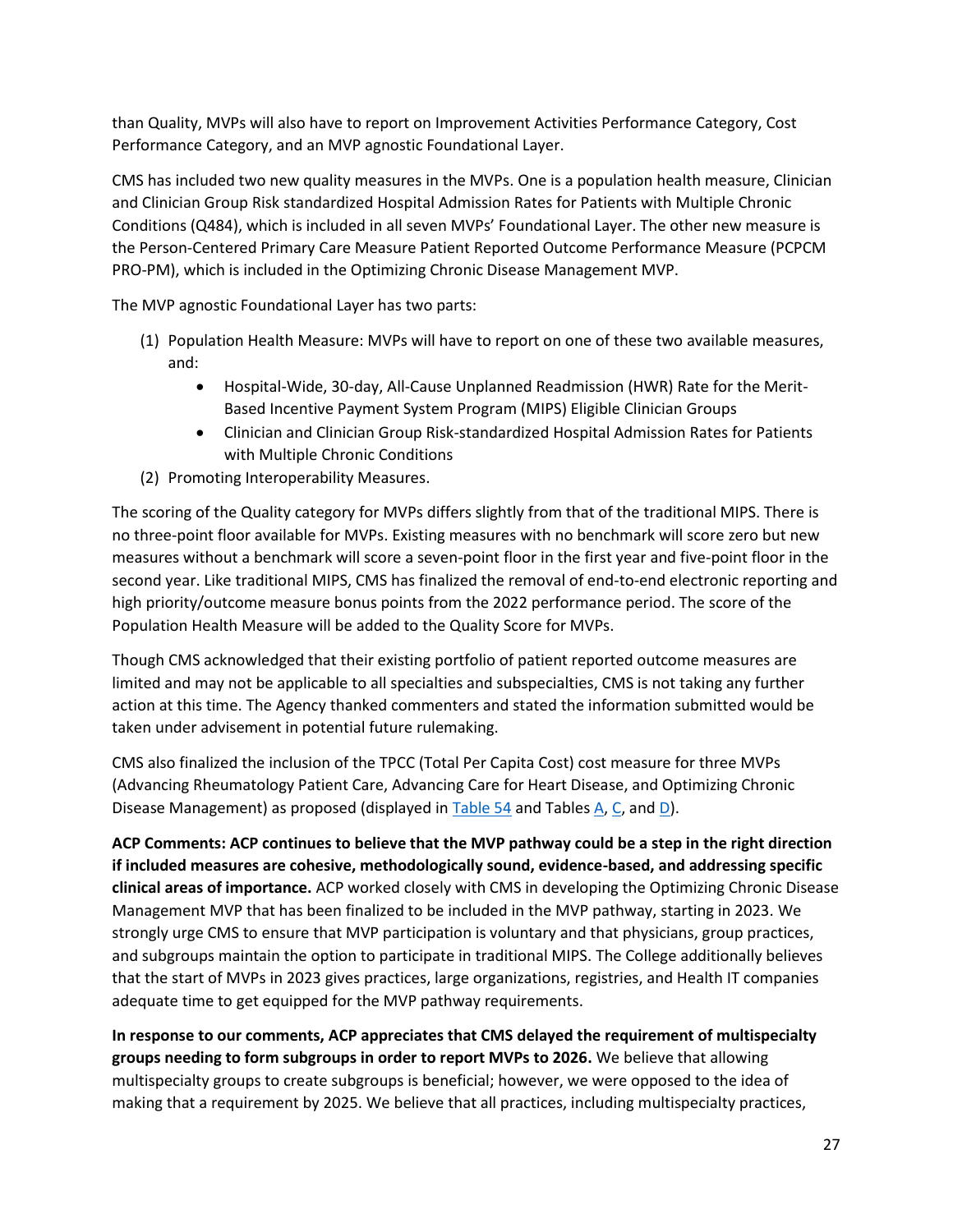than Quality, MVPs will also have to report on Improvement Activities Performance Category, Cost Performance Category, and an MVP agnostic Foundational Layer.

CMS has included two new quality measures in the MVPs. One is a population health measure, Clinician and Clinician Group Risk standardized Hospital Admission Rates for Patients with Multiple Chronic Conditions (Q484), which is included in all seven MVPs' Foundational Layer. The other new measure is the Person-Centered Primary Care Measure Patient Reported Outcome Performance Measure (PCPCM PRO-PM), which is included in the Optimizing Chronic Disease Management MVP.

The MVP agnostic Foundational Layer has two parts:

(1) Population Health Measure: MVPs will have to report on one of these two available measures, and:
   - Hospital-Wide, 30-day, All-Cause Unplanned Readmission (HWR) Rate for the Merit-Based Incentive Payment System Program (MIPS) Eligible Clinician Groups
   - Clinician and Clinician Group Risk-standardized Hospital Admission Rates for Patients with Multiple Chronic Conditions

(2) Promoting Interoperability Measures.

The scoring of the Quality category for MVPs differs slightly from that of the traditional MIPS. There is no three-point floor available for MVPs. Existing measures with no benchmark will score zero but new measures without a benchmark will score a seven-point floor in the first year and five-point floor in the second year. Like traditional MIPS, CMS has finalized the removal of end-to-end electronic reporting and high priority/outcome measure bonus points from the 2022 performance period. The score of the Population Health Measure will be added to the Quality Score for MVPs.

Though CMS acknowledged that their existing portfolio of patient reported outcome measures are limited and may not be applicable to all specialties and subspecialties, CMS is not taking any further action at this time. The Agency thanked commenters and stated the information submitted would be taken under advisement in potential future rulemaking.

CMS also finalized the inclusion of the TPCC (Total Per Capita Cost) cost measure for three MVPs (Advancing Rheumatology Patient Care, Advancing Care for Heart Disease, and Optimizing Chronic Disease Management) as proposed (displayed in Table 54 and Tables A, C, and D).

**ACP Comments: ACP continues to believe that the MVP pathway could be a step in the right direction if included measures are cohesive, methodologically sound, evidence-based, and addressing specific clinical areas of importance.** ACP worked closely with CMS in developing the Optimizing Chronic Disease Management MVP that has been finalized to be included in the MVP pathway, starting in 2023. We strongly urge CMS to ensure that MVP participation is voluntary and that physicians, group practices, and subgroups maintain the option to participate in traditional MIPS. The College additionally believes that the start of MVPs in 2023 gives practices, large organizations, registries, and Health IT companies adequate time to get equipped for the MVP pathway requirements.

**In response to our comments, ACP appreciates that CMS delayed the requirement of multispecialty groups needing to form subgroups in order to report MVPs to 2026.** We believe that allowing multispecialty groups to create subgroups is beneficial; however, we were opposed to the idea of making that a requirement by 2025. We believe that all practices, including multispecialty practices,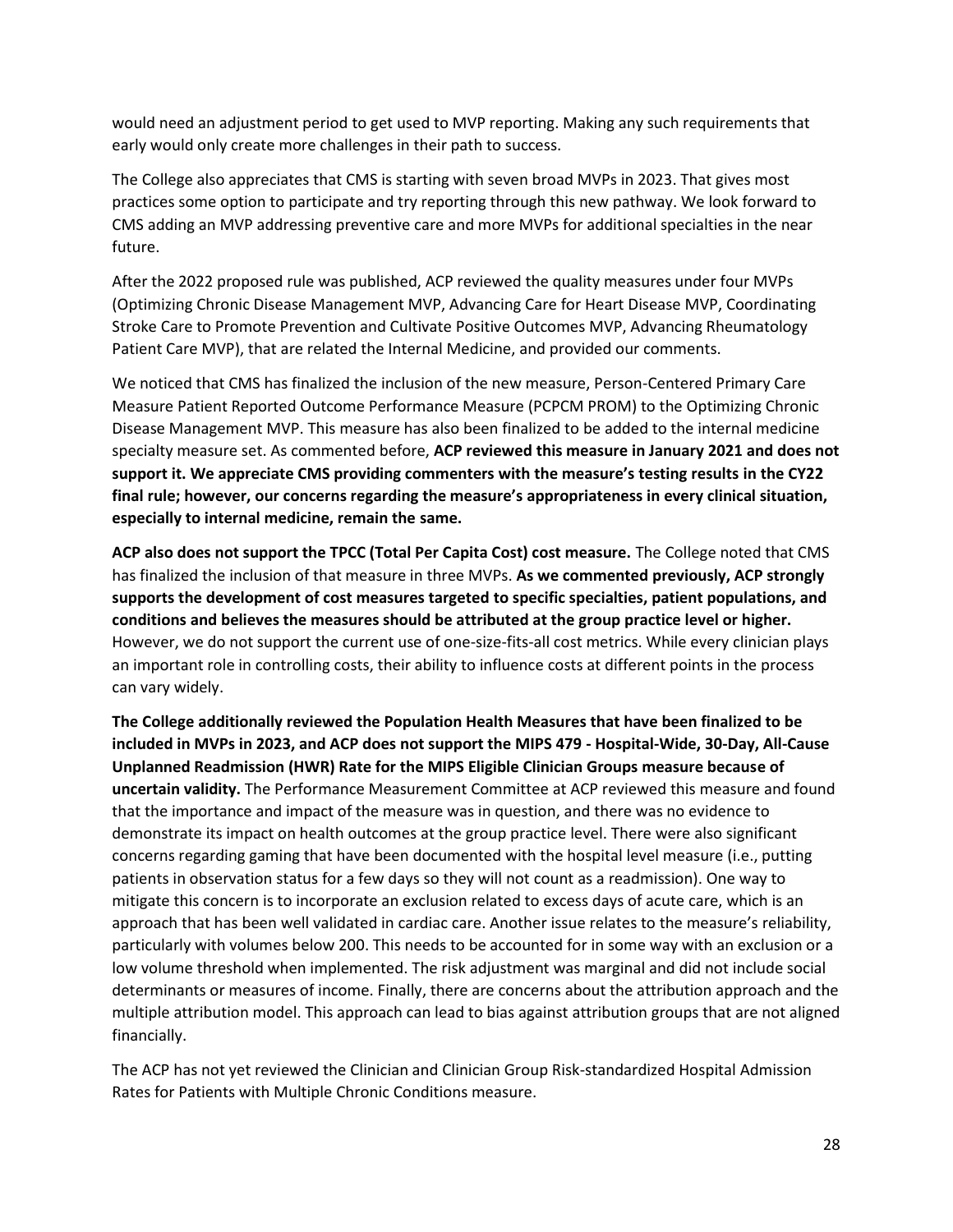would need an adjustment period to get used to MVP reporting. Making any such requirements that early would only create more challenges in their path to success.

The College also appreciates that CMS is starting with seven broad MVPs in 2023. That gives most practices some option to participate and try reporting through this new pathway. We look forward to CMS adding an MVP addressing preventive care and more MVPs for additional specialties in the near future.

After the 2022 proposed rule was published, ACP reviewed the quality measures under four MVPs (Optimizing Chronic Disease Management MVP, Advancing Care for Heart Disease MVP, Coordinating Stroke Care to Promote Prevention and Cultivate Positive Outcomes MVP, Advancing Rheumatology Patient Care MVP), that are related the Internal Medicine, and provided our comments.

We noticed that CMS has finalized the inclusion of the new measure, Person-Centered Primary Care Measure Patient Reported Outcome Performance Measure (PCPCM PROM) to the Optimizing Chronic Disease Management MVP. This measure has also been finalized to be added to the internal medicine specialty measure set. As commented before, **ACP reviewed this measure in January 2021 and does not support it. We appreciate CMS providing commenters with the measure's testing results in the CY22 final rule; however, our concerns regarding the measure's appropriateness in every clinical situation, especially to internal medicine, remain the same.**

**ACP also does not support the TPCC (Total Per Capita Cost) cost measure.** The College noted that CMS has finalized the inclusion of that measure in three MVPs. **As we commented previously, ACP strongly supports the development of cost measures targeted to specific specialties, patient populations, and conditions and believes the measures should be attributed at the group practice level or higher.** However, we do not support the current use of one-size-fits-all cost metrics. While every clinician plays an important role in controlling costs, their ability to influence costs at different points in the process can vary widely.

**The College additionally reviewed the Population Health Measures that have been finalized to be included in MVPs in 2023, and ACP does not support the MIPS 479 - Hospital-Wide, 30-Day, All-Cause Unplanned Readmission (HWR) Rate for the MIPS Eligible Clinician Groups measure because of uncertain validity.** The Performance Measurement Committee at ACP reviewed this measure and found that the importance and impact of the measure was in question, and there was no evidence to demonstrate its impact on health outcomes at the group practice level. There were also significant concerns regarding gaming that have been documented with the hospital level measure (i.e., putting patients in observation status for a few days so they will not count as a readmission). One way to mitigate this concern is to incorporate an exclusion related to excess days of acute care, which is an approach that has been well validated in cardiac care. Another issue relates to the measure's reliability, particularly with volumes below 200. This needs to be accounted for in some way with an exclusion or a low volume threshold when implemented. The risk adjustment was marginal and did not include social determinants or measures of income. Finally, there are concerns about the attribution approach and the multiple attribution model. This approach can lead to bias against attribution groups that are not aligned financially.

The ACP has not yet reviewed the Clinician and Clinician Group Risk-standardized Hospital Admission Rates for Patients with Multiple Chronic Conditions measure.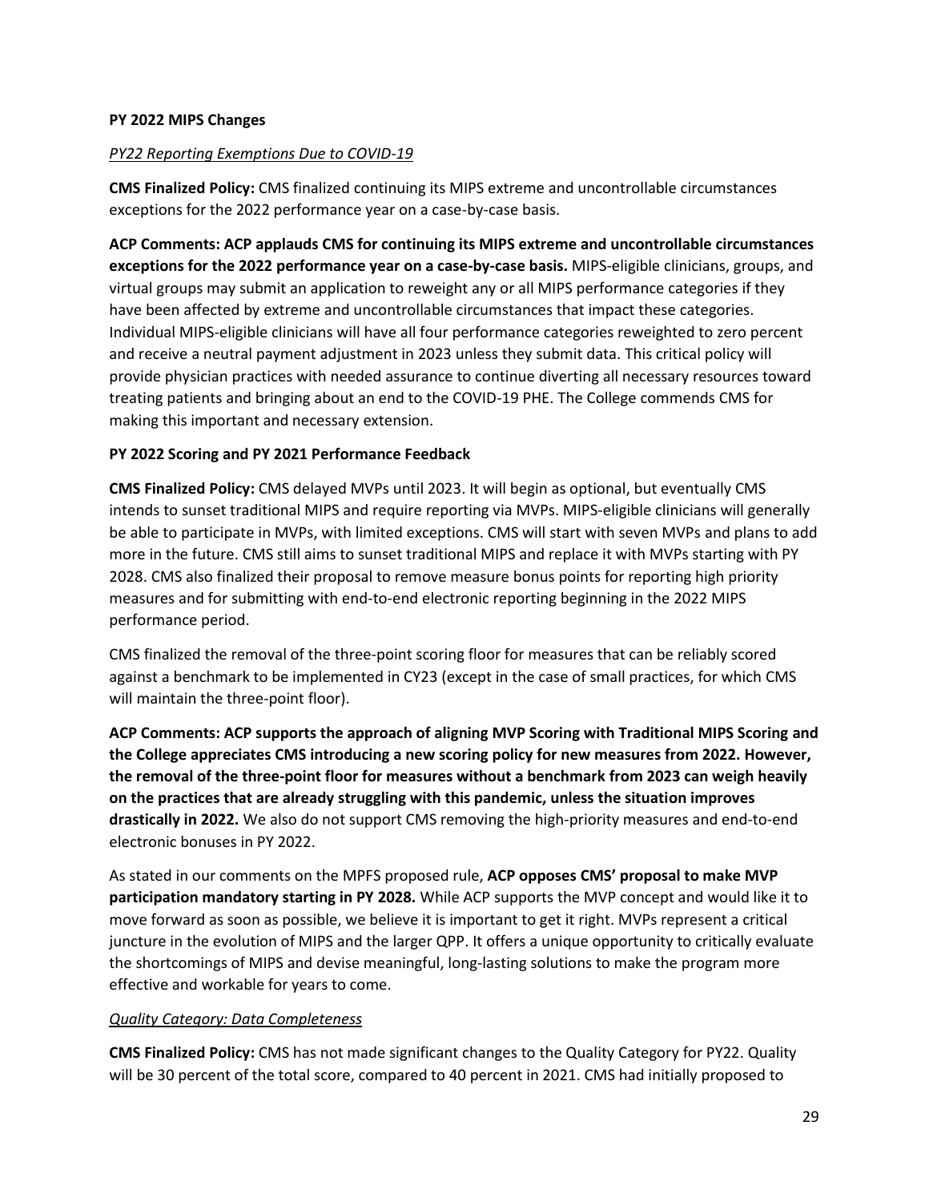**PY 2022 MIPS Changes**

*PY22 Reporting Exemptions Due to COVID-19*

**CMS Finalized Policy:** CMS finalized continuing its MIPS extreme and uncontrollable circumstances exceptions for the 2022 performance year on a case-by-case basis.

**ACP Comments: ACP applauds CMS for continuing its MIPS extreme and uncontrollable circumstances exceptions for the 2022 performance year on a case-by-case basis.** MIPS-eligible clinicians, groups, and virtual groups may submit an application to reweight any or all MIPS performance categories if they have been affected by extreme and uncontrollable circumstances that impact these categories. Individual MIPS-eligible clinicians will have all four performance categories reweighted to zero percent and receive a neutral payment adjustment in 2023 unless they submit data. This critical policy will provide physician practices with needed assurance to continue diverting all necessary resources toward treating patients and bringing about an end to the COVID-19 PHE. The College commends CMS for making this important and necessary extension.

**PY 2022 Scoring and PY 2021 Performance Feedback**

**CMS Finalized Policy:** CMS delayed MVPs until 2023. It will begin as optional, but eventually CMS intends to sunset traditional MIPS and require reporting via MVPs. MIPS-eligible clinicians will generally be able to participate in MVPs, with limited exceptions. CMS will start with seven MVPs and plans to add more in the future. CMS still aims to sunset traditional MIPS and replace it with MVPs starting with PY 2028. CMS also finalized their proposal to remove measure bonus points for reporting high priority measures and for submitting with end-to-end electronic reporting beginning in the 2022 MIPS performance period.

CMS finalized the removal of the three-point scoring floor for measures that can be reliably scored against a benchmark to be implemented in CY23 (except in the case of small practices, for which CMS will maintain the three-point floor).

**ACP Comments: ACP supports the approach of aligning MVP Scoring with Traditional MIPS Scoring and the College appreciates CMS introducing a new scoring policy for new measures from 2022. However, the removal of the three-point floor for measures without a benchmark from 2023 can weigh heavily on the practices that are already struggling with this pandemic, unless the situation improves drastically in 2022.** We also do not support CMS removing the high-priority measures and end-to-end electronic bonuses in PY 2022.

As stated in our comments on the MPFS proposed rule, **ACP opposes CMS' proposal to make MVP participation mandatory starting in PY 2028.** While ACP supports the MVP concept and would like it to move forward as soon as possible, we believe it is important to get it right. MVPs represent a critical juncture in the evolution of MIPS and the larger QPP. It offers a unique opportunity to critically evaluate the shortcomings of MIPS and devise meaningful, long-lasting solutions to make the program more effective and workable for years to come.

*Quality Category: Data Completeness*

**CMS Finalized Policy:** CMS has not made significant changes to the Quality Category for PY22. Quality will be 30 percent of the total score, compared to 40 percent in 2021. CMS had initially proposed to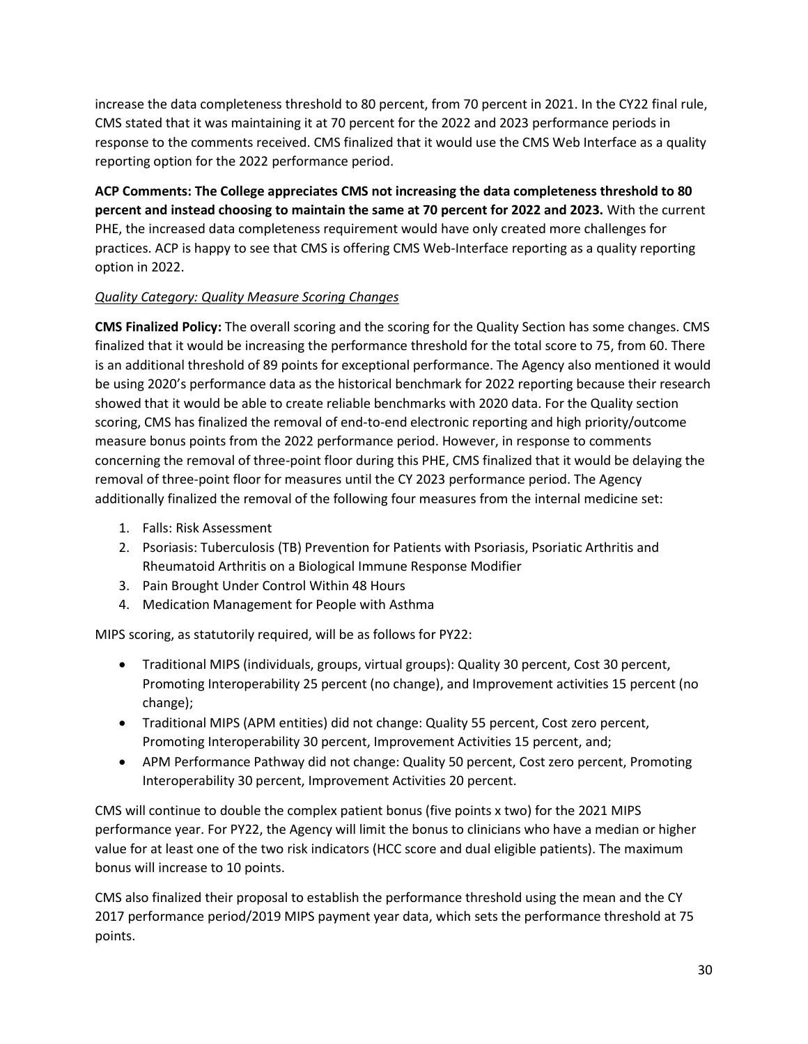increase the data completeness threshold to 80 percent, from 70 percent in 2021. In the CY22 final rule, CMS stated that it was maintaining it at 70 percent for the 2022 and 2023 performance periods in response to the comments received. CMS finalized that it would use the CMS Web Interface as a quality reporting option for the 2022 performance period.

**ACP Comments: The College appreciates CMS not increasing the data completeness threshold to 80 percent and instead choosing to maintain the same at 70 percent for 2022 and 2023.** With the current PHE, the increased data completeness requirement would have only created more challenges for practices. ACP is happy to see that CMS is offering CMS Web-Interface reporting as a quality reporting option in 2022.

*Quality Category: Quality Measure Scoring Changes*

**CMS Finalized Policy:** The overall scoring and the scoring for the Quality Section has some changes. CMS finalized that it would be increasing the performance threshold for the total score to 75, from 60. There is an additional threshold of 89 points for exceptional performance. The Agency also mentioned it would be using 2020's performance data as the historical benchmark for 2022 reporting because their research showed that it would be able to create reliable benchmarks with 2020 data. For the Quality section scoring, CMS has finalized the removal of end-to-end electronic reporting and high priority/outcome measure bonus points from the 2022 performance period. However, in response to comments concerning the removal of three-point floor during this PHE, CMS finalized that it would be delaying the removal of three-point floor for measures until the CY 2023 performance period. The Agency additionally finalized the removal of the following four measures from the internal medicine set:

1. Falls: Risk Assessment
2. Psoriasis: Tuberculosis (TB) Prevention for Patients with Psoriasis, Psoriatic Arthritis and Rheumatoid Arthritis on a Biological Immune Response Modifier
3. Pain Brought Under Control Within 48 Hours
4. Medication Management for People with Asthma

MIPS scoring, as statutorily required, will be as follows for PY22:

- Traditional MIPS (individuals, groups, virtual groups): Quality 30 percent, Cost 30 percent, Promoting Interoperability 25 percent (no change), and Improvement activities 15 percent (no change);
- Traditional MIPS (APM entities) did not change: Quality 55 percent, Cost zero percent, Promoting Interoperability 30 percent, Improvement Activities 15 percent, and;
- APM Performance Pathway did not change: Quality 50 percent, Cost zero percent, Promoting Interoperability 30 percent, Improvement Activities 20 percent.

CMS will continue to double the complex patient bonus (five points x two) for the 2021 MIPS performance year. For PY22, the Agency will limit the bonus to clinicians who have a median or higher value for at least one of the two risk indicators (HCC score and dual eligible patients). The maximum bonus will increase to 10 points.

CMS also finalized their proposal to establish the performance threshold using the mean and the CY 2017 performance period/2019 MIPS payment year data, which sets the performance threshold at 75 points.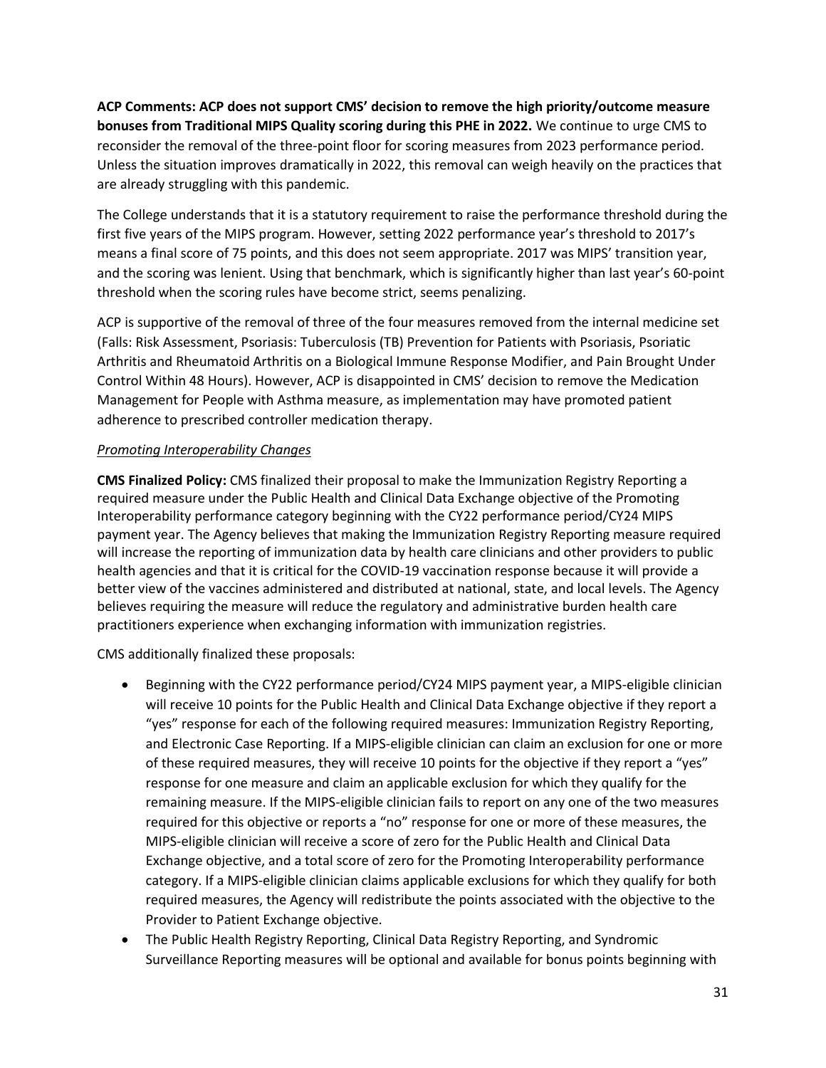**ACP Comments: ACP does not support CMS' decision to remove the high priority/outcome measure bonuses from Traditional MIPS Quality scoring during this PHE in 2022.** We continue to urge CMS to reconsider the removal of the three-point floor for scoring measures from 2023 performance period. Unless the situation improves dramatically in 2022, this removal can weigh heavily on the practices that are already struggling with this pandemic.

The College understands that it is a statutory requirement to raise the performance threshold during the first five years of the MIPS program. However, setting 2022 performance year's threshold to 2017's means a final score of 75 points, and this does not seem appropriate. 2017 was MIPS' transition year, and the scoring was lenient. Using that benchmark, which is significantly higher than last year's 60-point threshold when the scoring rules have become strict, seems penalizing.

ACP is supportive of the removal of three of the four measures removed from the internal medicine set (Falls: Risk Assessment, Psoriasis: Tuberculosis (TB) Prevention for Patients with Psoriasis, Psoriatic Arthritis and Rheumatoid Arthritis on a Biological Immune Response Modifier, and Pain Brought Under Control Within 48 Hours). However, ACP is disappointed in CMS' decision to remove the Medication Management for People with Asthma measure, as implementation may have promoted patient adherence to prescribed controller medication therapy.

*Promoting Interoperability Changes*

**CMS Finalized Policy:** CMS finalized their proposal to make the Immunization Registry Reporting a required measure under the Public Health and Clinical Data Exchange objective of the Promoting Interoperability performance category beginning with the CY22 performance period/CY24 MIPS payment year. The Agency believes that making the Immunization Registry Reporting measure required will increase the reporting of immunization data by health care clinicians and other providers to public health agencies and that it is critical for the COVID-19 vaccination response because it will provide a better view of the vaccines administered and distributed at national, state, and local levels. The Agency believes requiring the measure will reduce the regulatory and administrative burden health care practitioners experience when exchanging information with immunization registries.

CMS additionally finalized these proposals:

- Beginning with the CY22 performance period/CY24 MIPS payment year, a MIPS-eligible clinician will receive 10 points for the Public Health and Clinical Data Exchange objective if they report a "yes" response for each of the following required measures: Immunization Registry Reporting, and Electronic Case Reporting. If a MIPS-eligible clinician can claim an exclusion for one or more of these required measures, they will receive 10 points for the objective if they report a "yes" response for one measure and claim an applicable exclusion for which they qualify for the remaining measure. If the MIPS-eligible clinician fails to report on any one of the two measures required for this objective or reports a "no" response for one or more of these measures, the MIPS-eligible clinician will receive a score of zero for the Public Health and Clinical Data Exchange objective, and a total score of zero for the Promoting Interoperability performance category. If a MIPS-eligible clinician claims applicable exclusions for which they qualify for both required measures, the Agency will redistribute the points associated with the objective to the Provider to Patient Exchange objective.
- The Public Health Registry Reporting, Clinical Data Registry Reporting, and Syndromic Surveillance Reporting measures will be optional and available for bonus points beginning with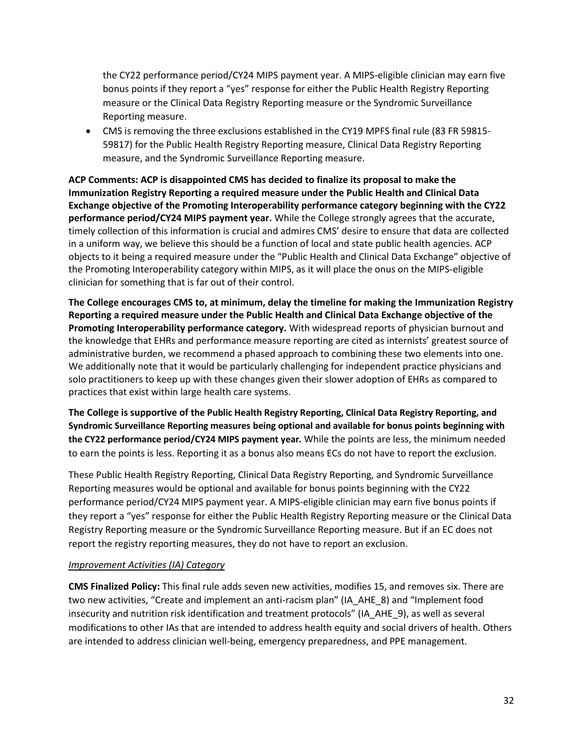the CY22 performance period/CY24 MIPS payment year. A MIPS-eligible clinician may earn five bonus points if they report a "yes" response for either the Public Health Registry Reporting measure or the Clinical Data Registry Reporting measure or the Syndromic Surveillance Reporting measure.

- CMS is removing the three exclusions established in the CY19 MPFS final rule (83 FR 59815-59817) for the Public Health Registry Reporting measure, Clinical Data Registry Reporting measure, and the Syndromic Surveillance Reporting measure.

**ACP Comments: ACP is disappointed CMS has decided to finalize its proposal to make the Immunization Registry Reporting a required measure under the Public Health and Clinical Data Exchange objective of the Promoting Interoperability performance category beginning with the CY22 performance period/CY24 MIPS payment year.** While the College strongly agrees that the accurate, timely collection of this information is crucial and admires CMS' desire to ensure that data are collected in a uniform way, we believe this should be a function of local and state public health agencies. ACP objects to it being a required measure under the "Public Health and Clinical Data Exchange" objective of the Promoting Interoperability category within MIPS, as it will place the onus on the MIPS-eligible clinician for something that is far out of their control.

**The College encourages CMS to, at minimum, delay the timeline for making the Immunization Registry Reporting a required measure under the Public Health and Clinical Data Exchange objective of the Promoting Interoperability performance category.** With widespread reports of physician burnout and the knowledge that EHRs and performance measure reporting are cited as internists' greatest source of administrative burden, we recommend a phased approach to combining these two elements into one. We additionally note that it would be particularly challenging for independent practice physicians and solo practitioners to keep up with these changes given their slower adoption of EHRs as compared to practices that exist within large health care systems.

**The College is supportive of the Public Health Registry Reporting, Clinical Data Registry Reporting, and Syndromic Surveillance Reporting measures being optional and available for bonus points beginning with the CY22 performance period/CY24 MIPS payment year.** While the points are less, the minimum needed to earn the points is less. Reporting it as a bonus also means ECs do not have to report the exclusion.

These Public Health Registry Reporting, Clinical Data Registry Reporting, and Syndromic Surveillance Reporting measures would be optional and available for bonus points beginning with the CY22 performance period/CY24 MIPS payment year. A MIPS-eligible clinician may earn five bonus points if they report a "yes" response for either the Public Health Registry Reporting measure or the Clinical Data Registry Reporting measure or the Syndromic Surveillance Reporting measure. But if an EC does not report the registry reporting measures, they do not have to report an exclusion.

*Improvement Activities (IA) Category*

**CMS Finalized Policy:** This final rule adds seven new activities, modifies 15, and removes six. There are two new activities, "Create and implement an anti-racism plan" (IA_AHE_8) and "Implement food insecurity and nutrition risk identification and treatment protocols" (IA_AHE_9), as well as several modifications to other IAs that are intended to address health equity and social drivers of health. Others are intended to address clinician well-being, emergency preparedness, and PPE management.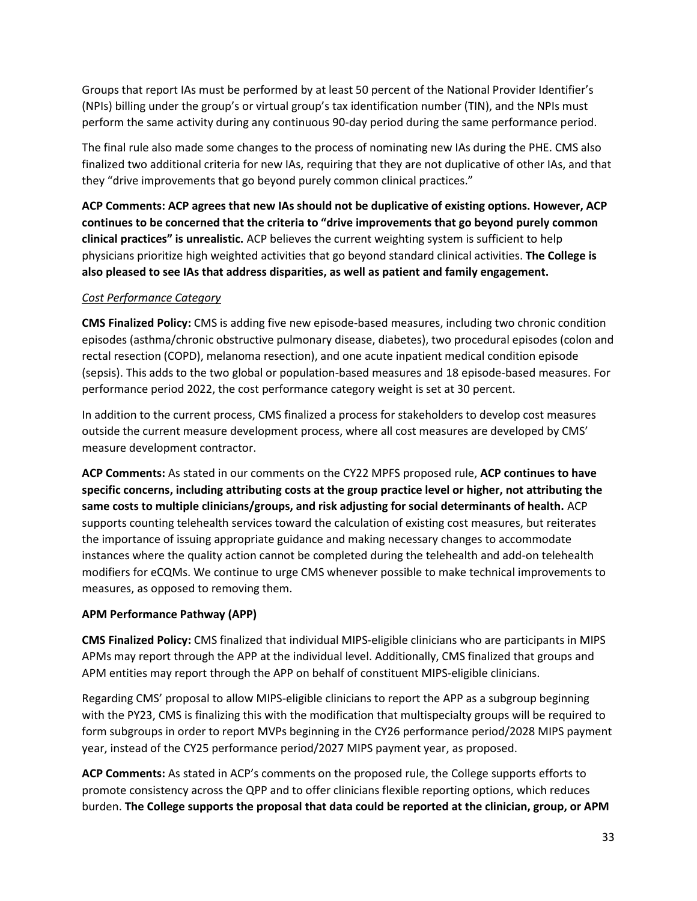Groups that report IAs must be performed by at least 50 percent of the National Provider Identifier's (NPIs) billing under the group's or virtual group's tax identification number (TIN), and the NPIs must perform the same activity during any continuous 90-day period during the same performance period.

The final rule also made some changes to the process of nominating new IAs during the PHE. CMS also finalized two additional criteria for new IAs, requiring that they are not duplicative of other IAs, and that they "drive improvements that go beyond purely common clinical practices."

**ACP Comments: ACP agrees that new IAs should not be duplicative of existing options. However, ACP continues to be concerned that the criteria to "drive improvements that go beyond purely common clinical practices" is unrealistic.** ACP believes the current weighting system is sufficient to help physicians prioritize high weighted activities that go beyond standard clinical activities. **The College is also pleased to see IAs that address disparities, as well as patient and family engagement.**

*Cost Performance Category*

**CMS Finalized Policy:** CMS is adding five new episode-based measures, including two chronic condition episodes (asthma/chronic obstructive pulmonary disease, diabetes), two procedural episodes (colon and rectal resection (COPD), melanoma resection), and one acute inpatient medical condition episode (sepsis). This adds to the two global or population-based measures and 18 episode-based measures. For performance period 2022, the cost performance category weight is set at 30 percent.

In addition to the current process, CMS finalized a process for stakeholders to develop cost measures outside the current measure development process, where all cost measures are developed by CMS' measure development contractor.

**ACP Comments:** As stated in our comments on the CY22 MPFS proposed rule, **ACP continues to have specific concerns, including attributing costs at the group practice level or higher, not attributing the same costs to multiple clinicians/groups, and risk adjusting for social determinants of health.** ACP supports counting telehealth services toward the calculation of existing cost measures, but reiterates the importance of issuing appropriate guidance and making necessary changes to accommodate instances where the quality action cannot be completed during the telehealth and add-on telehealth modifiers for eCQMs. We continue to urge CMS whenever possible to make technical improvements to measures, as opposed to removing them.

**APM Performance Pathway (APP)**

**CMS Finalized Policy:** CMS finalized that individual MIPS-eligible clinicians who are participants in MIPS APMs may report through the APP at the individual level. Additionally, CMS finalized that groups and APM entities may report through the APP on behalf of constituent MIPS-eligible clinicians.

Regarding CMS' proposal to allow MIPS-eligible clinicians to report the APP as a subgroup beginning with the PY23, CMS is finalizing this with the modification that multispecialty groups will be required to form subgroups in order to report MVPs beginning in the CY26 performance period/2028 MIPS payment year, instead of the CY25 performance period/2027 MIPS payment year, as proposed.

**ACP Comments:** As stated in ACP's comments on the proposed rule, the College supports efforts to promote consistency across the QPP and to offer clinicians flexible reporting options, which reduces burden. **The College supports the proposal that data could be reported at the clinician, group, or APM**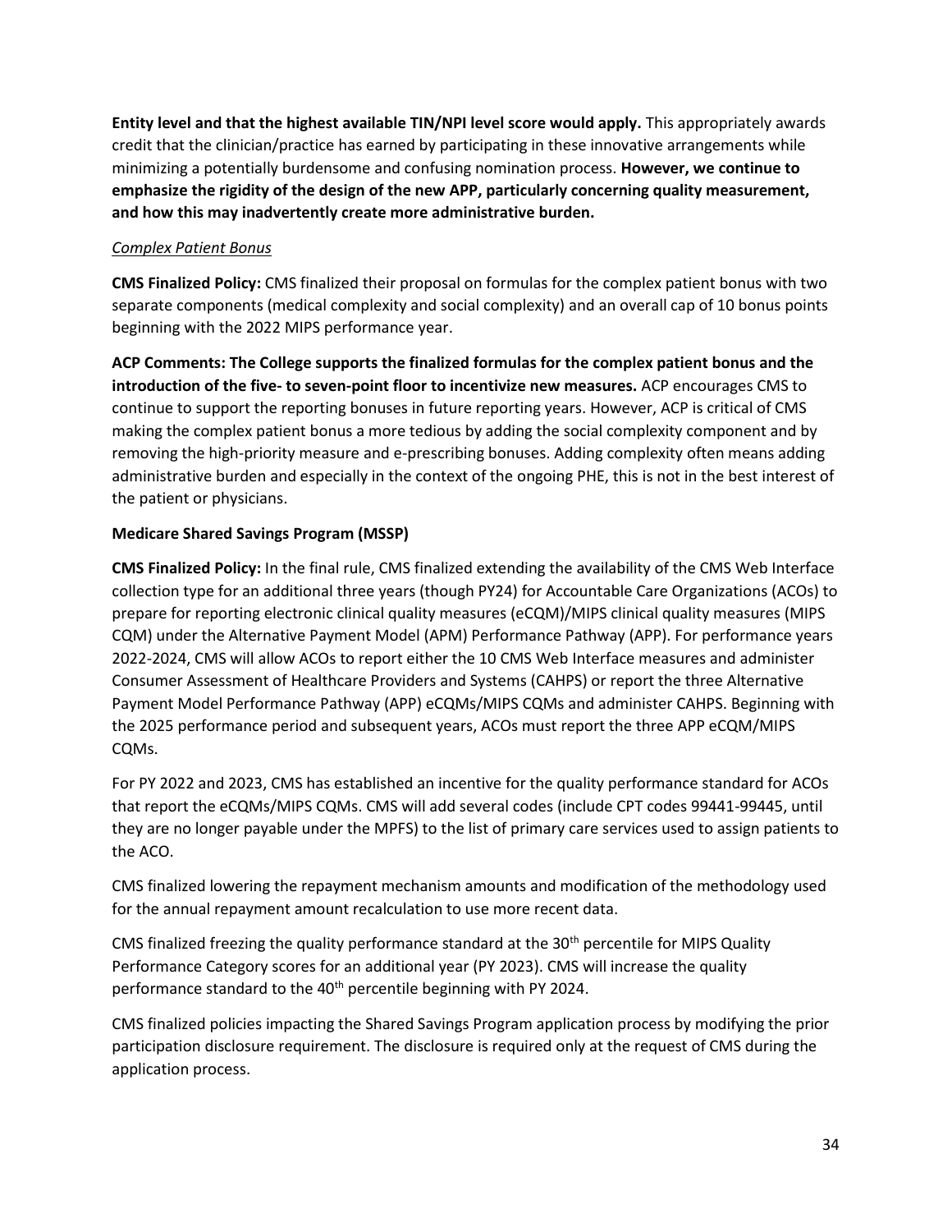**Entity level and that the highest available TIN/NPI level score would apply.** This appropriately awards credit that the clinician/practice has earned by participating in these innovative arrangements while minimizing a potentially burdensome and confusing nomination process. **However, we continue to emphasize the rigidity of the design of the new APP, particularly concerning quality measurement, and how this may inadvertently create more administrative burden.**

*Complex Patient Bonus*

**CMS Finalized Policy:** CMS finalized their proposal on formulas for the complex patient bonus with two separate components (medical complexity and social complexity) and an overall cap of 10 bonus points beginning with the 2022 MIPS performance year.

**ACP Comments: The College supports the finalized formulas for the complex patient bonus and the introduction of the five- to seven-point floor to incentivize new measures.** ACP encourages CMS to continue to support the reporting bonuses in future reporting years. However, ACP is critical of CMS making the complex patient bonus a more tedious by adding the social complexity component and by removing the high-priority measure and e-prescribing bonuses. Adding complexity often means adding administrative burden and especially in the context of the ongoing PHE, this is not in the best interest of the patient or physicians.

**Medicare Shared Savings Program (MSSP)**

**CMS Finalized Policy:** In the final rule, CMS finalized extending the availability of the CMS Web Interface collection type for an additional three years (though PY24) for Accountable Care Organizations (ACOs) to prepare for reporting electronic clinical quality measures (eCQM)/MIPS clinical quality measures (MIPS CQM) under the Alternative Payment Model (APM) Performance Pathway (APP). For performance years 2022-2024, CMS will allow ACOs to report either the 10 CMS Web Interface measures and administer Consumer Assessment of Healthcare Providers and Systems (CAHPS) or report the three Alternative Payment Model Performance Pathway (APP) eCQMs/MIPS CQMs and administer CAHPS. Beginning with the 2025 performance period and subsequent years, ACOs must report the three APP eCQM/MIPS CQMs.

For PY 2022 and 2023, CMS has established an incentive for the quality performance standard for ACOs that report the eCQMs/MIPS CQMs. CMS will add several codes (include CPT codes 99441-99445, until they are no longer payable under the MPFS) to the list of primary care services used to assign patients to the ACO.

CMS finalized lowering the repayment mechanism amounts and modification of the methodology used for the annual repayment amount recalculation to use more recent data.

CMS finalized freezing the quality performance standard at the 30th percentile for MIPS Quality Performance Category scores for an additional year (PY 2023). CMS will increase the quality performance standard to the 40th percentile beginning with PY 2024.

CMS finalized policies impacting the Shared Savings Program application process by modifying the prior participation disclosure requirement. The disclosure is required only at the request of CMS during the application process.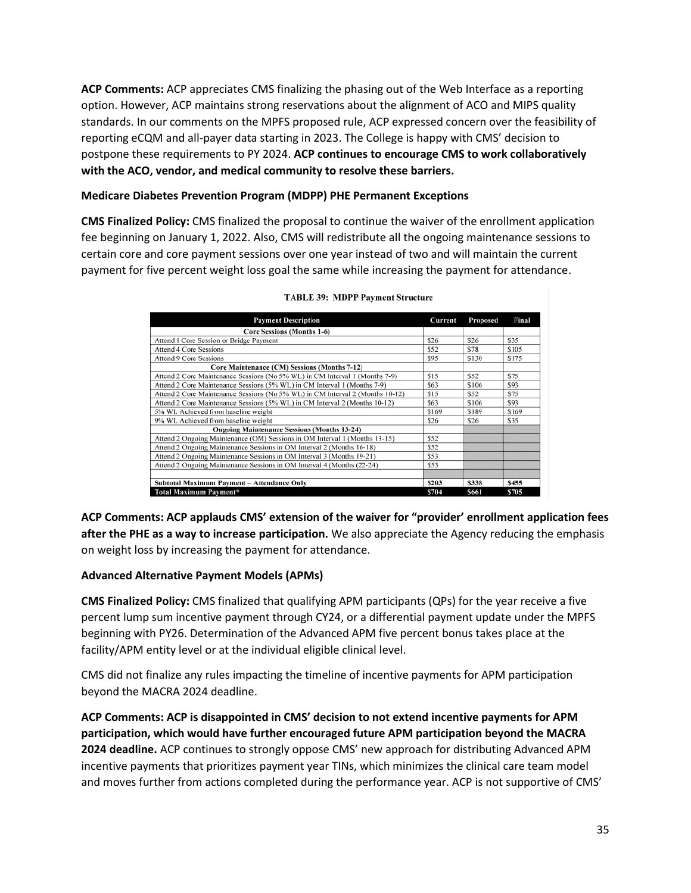**ACP Comments:** ACP appreciates CMS finalizing the phasing out of the Web Interface as a reporting option. However, ACP maintains strong reservations about the alignment of ACO and MIPS quality standards. In our comments on the MPFS proposed rule, ACP expressed concern over the feasibility of reporting eCQM and all-payer data starting in 2023. The College is happy with CMS' decision to postpone these requirements to PY 2024. **ACP continues to encourage CMS to work collaboratively with the ACO, vendor, and medical community to resolve these barriers.**

**Medicare Diabetes Prevention Program (MDPP) PHE Permanent Exceptions**

**CMS Finalized Policy:** CMS finalized the proposal to continue the waiver of the enrollment application fee beginning on January 1, 2022. Also, CMS will redistribute all the ongoing maintenance sessions to certain core and core payment sessions over one year instead of two and will maintain the current payment for five percent weight loss goal the same while increasing the payment for attendance.

**TABLE 39: MDPP Payment Structure**

| Payment Description | Current | Proposed | Final |
|---|---|---|---|
| **Core Sessions (Months 1-6)** | | | |
| Attend 1 Core Session or Bridge Payment | $26 | $26 | $35 |
| Attend 4 Core Sessions | $52 | $78 | $105 |
| Attend 9 Core Sessions | $95 | $130 | $175 |
| **Core Maintenance (CM) Sessions (Months 7-12)** | | | |
| Attend 2 Core Maintenance Sessions (No 5% WL) in CM Interval 1 (Months 7-9) | $15 | $52 | $75 |
| Attend 2 Core Maintenance Sessions (5% WL) in CM Interval 1 (Months 7-9) | $63 | $106 | $93 |
| Attend 2 Core Maintenance Sessions (No 5% WL) in CM Interval 2 (Months 10-12) | $15 | $52 | $75 |
| Attend 2 Core Maintenance Sessions (5% WL) in CM Interval 2 (Months 10-12) | $63 | $106 | $93 |
| 5% WL Achieved from baseline weight | $169 | $189 | $169 |
| 9% WL Achieved from baseline weight | $26 | $26 | $35 |
| **Ongoing Maintenance Sessions (Months 13-24)** | | | |
| Attend 2 Ongoing Maintenance (OM) Sessions in OM Interval 1 (Months 13-15) | $52 | | |
| Attend 2 Ongoing Maintenance Sessions in OM Interval 2 (Months 16-18) | $52 | | |
| Attend 2 Ongoing Maintenance Sessions in OM Interval 3 (Months 19-21) | $53 | | |
| Attend 2 Ongoing Maintenance Sessions in OM Interval 4 (Months (22-24) | $53 | | |
| | | | |
| **Subtotal Maximum Payment – Attendance Only** | **$203** | **$338** | **$455** |
| **Total Maximum Payment*** | **$704** | **$661** | **$705** |

**ACP Comments: ACP applauds CMS' extension of the waiver for "provider' enrollment application fees after the PHE as a way to increase participation.** We also appreciate the Agency reducing the emphasis on weight loss by increasing the payment for attendance.

**Advanced Alternative Payment Models (APMs)**

**CMS Finalized Policy:** CMS finalized that qualifying APM participants (QPs) for the year receive a five percent lump sum incentive payment through CY24, or a differential payment update under the MPFS beginning with PY26. Determination of the Advanced APM five percent bonus takes place at the facility/APM entity level or at the individual eligible clinical level.

CMS did not finalize any rules impacting the timeline of incentive payments for APM participation beyond the MACRA 2024 deadline.

**ACP Comments: ACP is disappointed in CMS' decision to not extend incentive payments for APM participation, which would have further encouraged future APM participation beyond the MACRA 2024 deadline.** ACP continues to strongly oppose CMS' new approach for distributing Advanced APM incentive payments that prioritizes payment year TINs, which minimizes the clinical care team model and moves further from actions completed during the performance year. ACP is not supportive of CMS'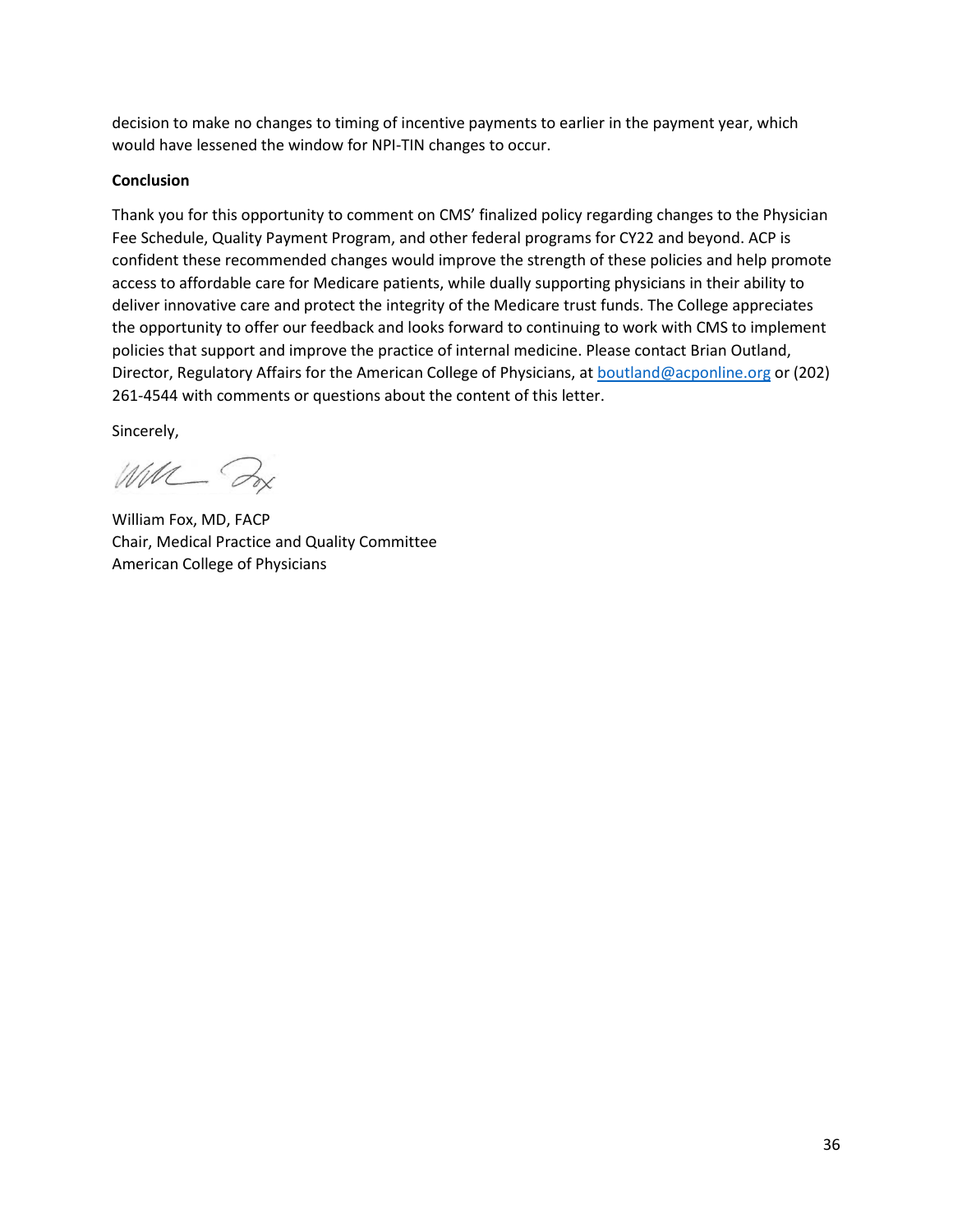decision to make no changes to timing of incentive payments to earlier in the payment year, which would have lessened the window for NPI-TIN changes to occur.

**Conclusion**

Thank you for this opportunity to comment on CMS' finalized policy regarding changes to the Physician Fee Schedule, Quality Payment Program, and other federal programs for CY22 and beyond. ACP is confident these recommended changes would improve the strength of these policies and help promote access to affordable care for Medicare patients, while dually supporting physicians in their ability to deliver innovative care and protect the integrity of the Medicare trust funds. The College appreciates the opportunity to offer our feedback and looks forward to continuing to work with CMS to implement policies that support and improve the practice of internal medicine. Please contact Brian Outland, Director, Regulatory Affairs for the American College of Physicians, at boutland@acponline.org or (202) 261-4544 with comments or questions about the content of this letter.

Sincerely,

William Fox, MD, FACP
Chair, Medical Practice and Quality Committee
American College of Physicians